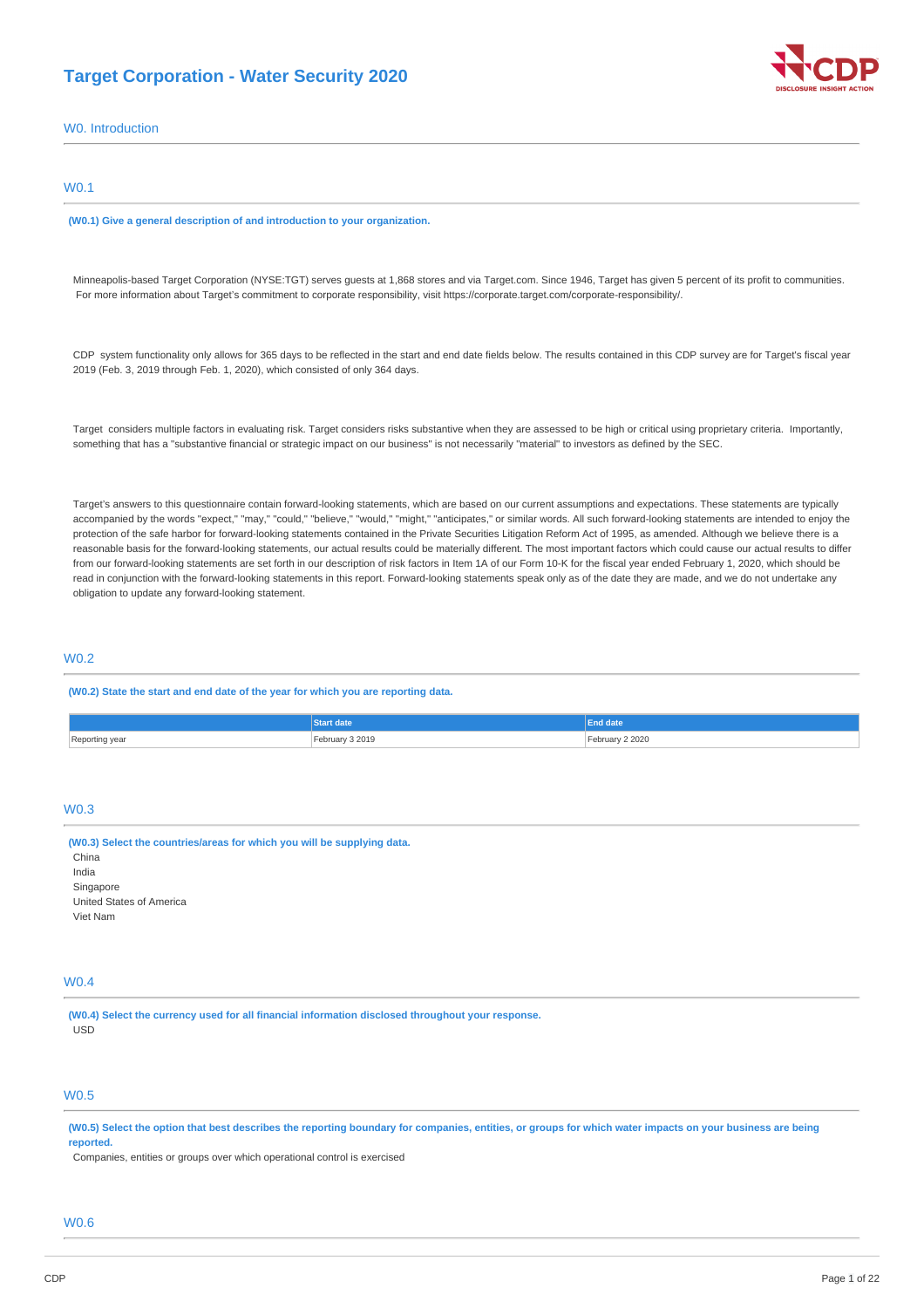# Target Corporation - Water Security 2020

## W0. Introduction

### W0.1

**(W0.1) Give a general description of and introduction to your organization.**

Minneapolis-based Target Corporation (NYSE:TGT) serves guests at 1,868 stores and via Target.com. Since 1946, Target has given 5 percent of its profit to communities. For more information about Target's commitment to corporate responsibility, visit https://corporate.target.com/corporate-responsibility/.

CDP system functionality only allows for 365 days to be reflected in the start and end date fields below. The results contained in this CDP survey are for Target's fiscal year 2019 (Feb. 3, 2019 through Feb. 1, 2020), which consisted of only 364 days.

Target considers multiple factors in evaluating risk. Target considers risks substantive when they are assessed to be high or critical using proprietary criteria. Importantly, something that has a "substantive financial or strategic impact on our business" is not necessarily "material" to investors as defined by the SEC.

Target's answers to this questionnaire contain forward-looking statements, which are based on our current assumptions and expectations. These statements are typically accompanied by the words "expect," "may," "could," "believe," "would," "might," "anticipates," or similar words. All such forward-looking statements are intended to enjoy the protection of the safe harbor for forward-looking statements contained in the Private Securities Litigation Reform Act of 1995, as amended. Although we believe there is a reasonable basis for the forward-looking statements, our actual results could be materially different. The most important factors which could cause our actual results to differ from our forward-looking statements are set forth in our description of risk factors in Item 1A of our Form 10-K for the fiscal year ended February 1, 2020, which should be read in conjunction with the forward-looking statements in this report. Forward-looking statements speak only as of the date they are made, and we do not undertake any obligation to update any forward-looking statement.

### W0.2

**(W0.2) State the start and end date of the year for which you are reporting data.**

| | Start date | End date |
|---|---|---|
| Reporting year | February 3 2019 | February 2 2020 |

### W0.3

**(W0.3) Select the countries/areas for which you will be supplying data.**

China
India
Singapore
United States of America
Viet Nam

### W0.4

**(W0.4) Select the currency used for all financial information disclosed throughout your response.**

USD

### W0.5

**(W0.5) Select the option that best describes the reporting boundary for companies, entities, or groups for which water impacts on your business are being reported.**

Companies, entities or groups over which operational control is exercised

### W0.6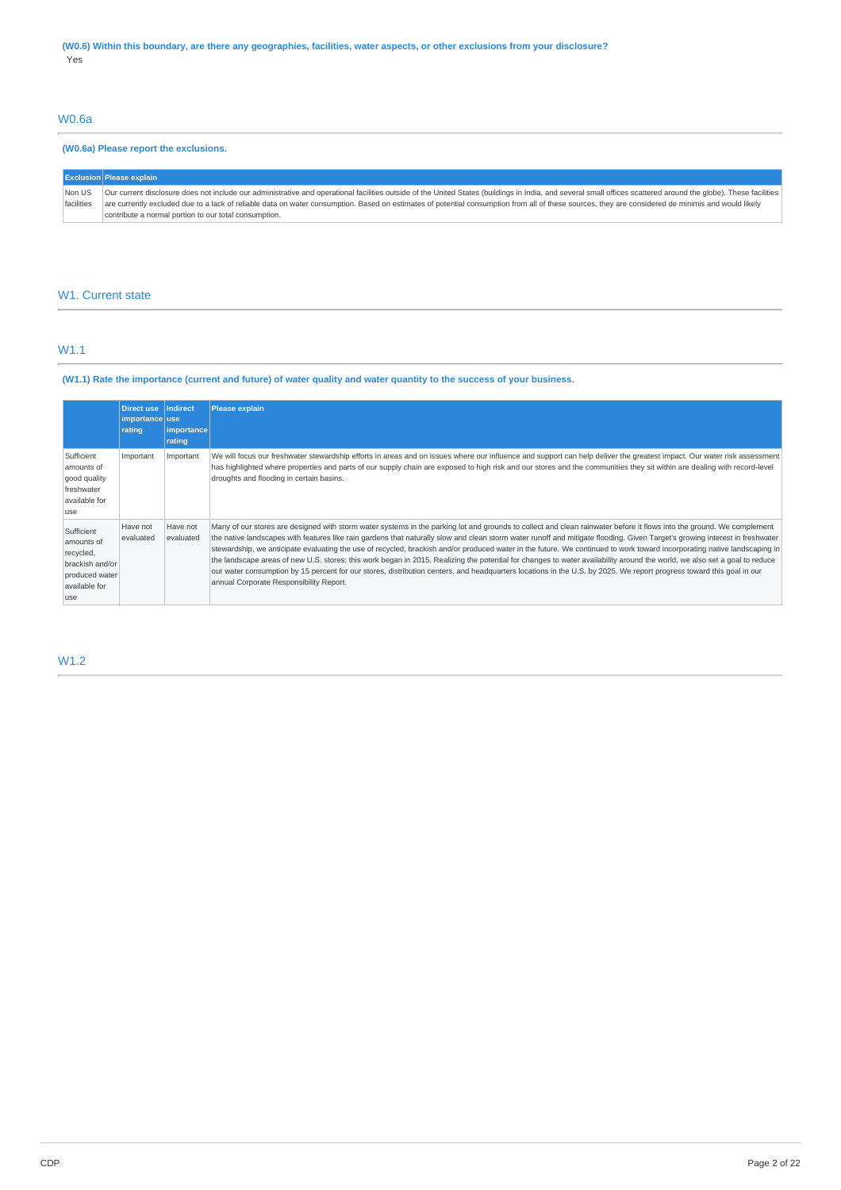**(W0.6) Within this boundary, are there any geographies, facilities, water aspects, or other exclusions from your disclosure?**

Yes

## W0.6a

**(W0.6a) Please report the exclusions.**

| Exclusion | Please explain |
|---|---|
| Non US facilities | Our current disclosure does not include our administrative and operational facilities outside of the United States (buildings in India, and several small offices scattered around the globe). These facilities are currently excluded due to a lack of reliable data on water consumption. Based on estimates of potential consumption from all of these sources, they are considered de minimis and would likely contribute a normal portion to our total consumption. |

# W1. Current state

## W1.1

**(W1.1) Rate the importance (current and future) of water quality and water quantity to the success of your business.**

| | Direct use importance rating | Indirect use importance rating | Please explain |
|---|---|---|---|
| Sufficient amounts of good quality freshwater available for use | Important | Important | We will focus our freshwater stewardship efforts in areas and on issues where our influence and support can help deliver the greatest impact. Our water risk assessment has highlighted where properties and parts of our supply chain are exposed to high risk and our stores and the communities they sit within are dealing with record-level droughts and flooding in certain basins. |
| Sufficient amounts of recycled, brackish and/or produced water available for use | Have not evaluated | Have not evaluated | Many of our stores are designed with storm water systems in the parking lot and grounds to collect and clean rainwater before it flows into the ground. We complement the native landscapes with features like rain gardens that naturally slow and clean storm water runoff and mitigate flooding. Given Target's growing interest in freshwater stewardship, we anticipate evaluating the use of recycled, brackish and/or produced water in the future. We continued to work toward incorporating native landscaping in the landscape areas of new U.S. stores; this work began in 2015. Realizing the potential for changes to water availability around the world, we also set a goal to reduce our water consumption by 15 percent for our stores, distribution centers, and headquarters locations in the U.S. by 2025. We report progress toward this goal in our annual Corporate Responsibility Report. |

## W1.2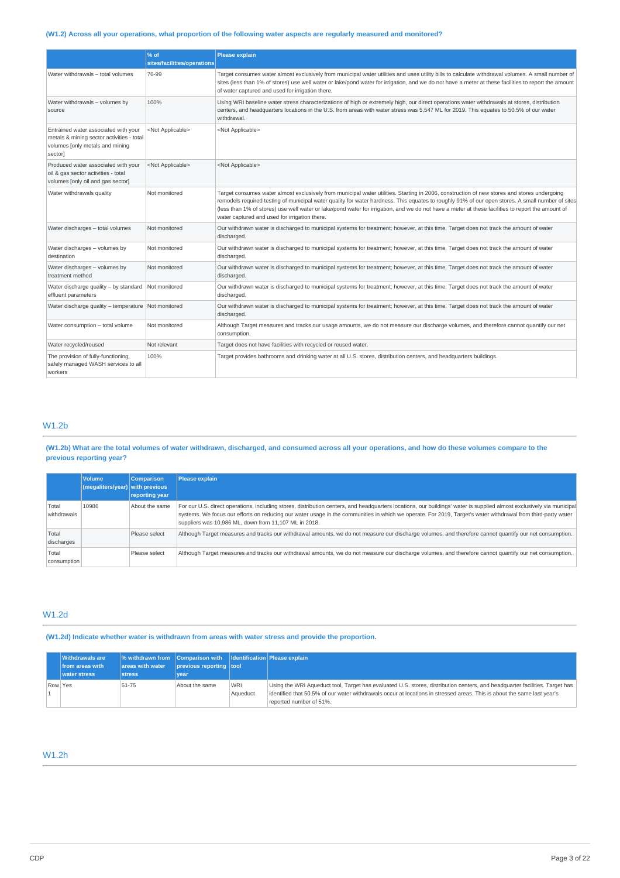### (W1.2) Across all your operations, what proportion of the following water aspects are regularly measured and monitored?

| | % of sites/facilities/operations | Please explain |
|---|---|---|
| Water withdrawals – total volumes | 76-99 | Target consumes water almost exclusively from municipal water utilities and uses utility bills to calculate withdrawal volumes. A small number of sites (less than 1% of stores) use well water or lake/pond water for irrigation, and we do not have a meter at these facilities to report the amount of water captured and used for irrigation there. |
| Water withdrawals – volumes by source | 100% | Using WRI baseline water stress characterizations of high or extremely high, our direct operations water withdrawals at stores, distribution centers, and headquarters locations in the U.S. from areas with water stress was 5,547 ML for 2019. This equates to 50.5% of our water withdrawal. |
| Entrained water associated with your metals & mining sector activities - total volumes [only metals and mining sector] | <Not Applicable> | <Not Applicable> |
| Produced water associated with your oil & gas sector activities - total volumes [only oil and gas sector] | <Not Applicable> | <Not Applicable> |
| Water withdrawals quality | Not monitored | Target consumes water almost exclusively from municipal water utilities. Starting in 2006, construction of new stores and stores undergoing remodels required testing of municipal water quality for water hardness. This equates to roughly 91% of our open stores. A small number of sites (less than 1% of stores) use well water or lake/pond water for irrigation, and we do not have a meter at these facilities to report the amount of water captured and used for irrigation there. |
| Water discharges – total volumes | Not monitored | Our withdrawn water is discharged to municipal systems for treatment; however, at this time, Target does not track the amount of water discharged. |
| Water discharges – volumes by destination | Not monitored | Our withdrawn water is discharged to municipal systems for treatment; however, at this time, Target does not track the amount of water discharged. |
| Water discharges – volumes by treatment method | Not monitored | Our withdrawn water is discharged to municipal systems for treatment; however, at this time, Target does not track the amount of water discharged. |
| Water discharge quality – by standard effluent parameters | Not monitored | Our withdrawn water is discharged to municipal systems for treatment; however, at this time, Target does not track the amount of water discharged. |
| Water discharge quality – temperature | Not monitored | Our withdrawn water is discharged to municipal systems for treatment; however, at this time, Target does not track the amount of water discharged. |
| Water consumption – total volume | Not monitored | Although Target measures and tracks our usage amounts, we do not measure our discharge volumes, and therefore cannot quantify our net consumption. |
| Water recycled/reused | Not relevant | Target does not have facilities with recycled or reused water. |
| The provision of fully-functioning, safely managed WASH services to all workers | 100% | Target provides bathrooms and drinking water at all U.S. stores, distribution centers, and headquarters buildings. |

## W1.2b

### (W1.2b) What are the total volumes of water withdrawn, discharged, and consumed across all your operations, and how do these volumes compare to the previous reporting year?

| | Volume (megaliters/year) | Comparison with previous reporting year | Please explain |
|---|---|---|---|
| Total withdrawals | 10986 | About the same | For our U.S. direct operations, including stores, distribution centers, and headquarters locations, our buildings' water is supplied almost exclusively via municipal systems. We focus our efforts on reducing our water usage in the communities in which we operate. For 2019, Target's water withdrawal from third-party water suppliers was 10,986 ML, down from 11,107 ML in 2018. |
| Total discharges | | Please select | Although Target measures and tracks our withdrawal amounts, we do not measure our discharge volumes, and therefore cannot quantify our net consumption. |
| Total consumption | | Please select | Although Target measures and tracks our withdrawal amounts, we do not measure our discharge volumes, and therefore cannot quantify our net consumption. |

## W1.2d

### (W1.2d) Indicate whether water is withdrawn from areas with water stress and provide the proportion.

| | Withdrawals are from areas with water stress | % withdrawn from areas with water stress | Comparison with previous reporting year | Identification tool | Please explain |
|---|---|---|---|---|---|
| Row 1 | Yes | 51-75 | About the same | WRI Aqueduct | Using the WRI Aqueduct tool, Target has evaluated U.S. stores, distribution centers, and headquarter facilities. Target has identified that 50.5% of our water withdrawals occur at locations in stressed areas. This is about the same last year's reported number of 51%. |

## W1.2h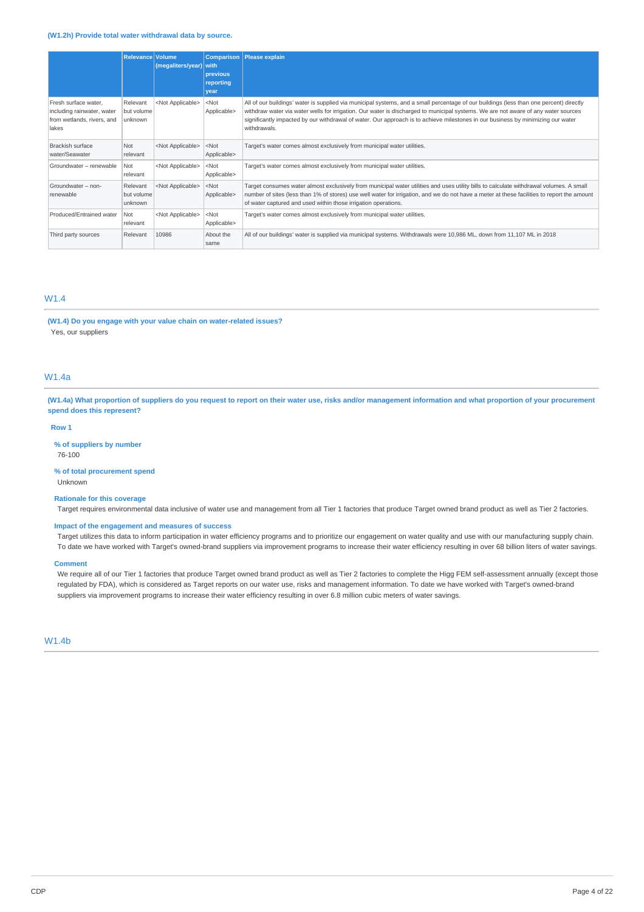**(W1.2h) Provide total water withdrawal data by source.**

| | Relevance | Volume (megaliters/year) | Comparison with previous reporting year | Please explain |
|---|---|---|---|---|
| Fresh surface water, including rainwater, water from wetlands, rivers, and lakes | Relevant but volume unknown | <Not Applicable> | <Not Applicable> | All of our buildings' water is supplied via municipal systems, and a small percentage of our buildings (less than one percent) directly withdraw water via water wells for irrigation. Our water is discharged to municipal systems. We are not aware of any water sources significantly impacted by our withdrawal of water. Our approach is to achieve milestones in our business by minimizing our water withdrawals. |
| Brackish surface water/Seawater | Not relevant | <Not Applicable> | <Not Applicable> | Target's water comes almost exclusively from municipal water utilities. |
| Groundwater – renewable | Not relevant | <Not Applicable> | <Not Applicable> | Target's water comes almost exclusively from municipal water utilities. |
| Groundwater – non-renewable | Relevant but volume unknown | <Not Applicable> | <Not Applicable> | Target consumes water almost exclusively from municipal water utilities and uses utility bills to calculate withdrawal volumes. A small number of sites (less than 1% of stores) use well water for irrigation, and we do not have a meter at these facilities to report the amount of water captured and used within those irrigation operations. |
| Produced/Entrained water | Not relevant | <Not Applicable> | <Not Applicable> | Target's water comes almost exclusively from municipal water utilities. |
| Third party sources | Relevant | 10986 | About the same | All of our buildings' water is supplied via municipal systems. Withdrawals were 10,986 ML, down from 11,107 ML in 2018 |

## W1.4

**(W1.4) Do you engage with your value chain on water-related issues?**

Yes, our suppliers

## W1.4a

**(W1.4a) What proportion of suppliers do you request to report on their water use, risks and/or management information and what proportion of your procurement spend does this represent?**

**Row 1**

**% of suppliers by number**

76-100

**% of total procurement spend**

Unknown

**Rationale for this coverage**

Target requires environmental data inclusive of water use and management from all Tier 1 factories that produce Target owned brand product as well as Tier 2 factories.

**Impact of the engagement and measures of success**

Target utilizes this data to inform participation in water efficiency programs and to prioritize our engagement on water quality and use with our manufacturing supply chain. To date we have worked with Target's owned-brand suppliers via improvement programs to increase their water efficiency resulting in over 68 billion liters of water savings.

**Comment**

We require all of our Tier 1 factories that produce Target owned brand product as well as Tier 2 factories to complete the Higg FEM self-assessment annually (except those regulated by FDA), which is considered as Target reports on our water use, risks and management information. To date we have worked with Target's owned-brand suppliers via improvement programs to increase their water efficiency resulting in over 6.8 million cubic meters of water savings.

## W1.4b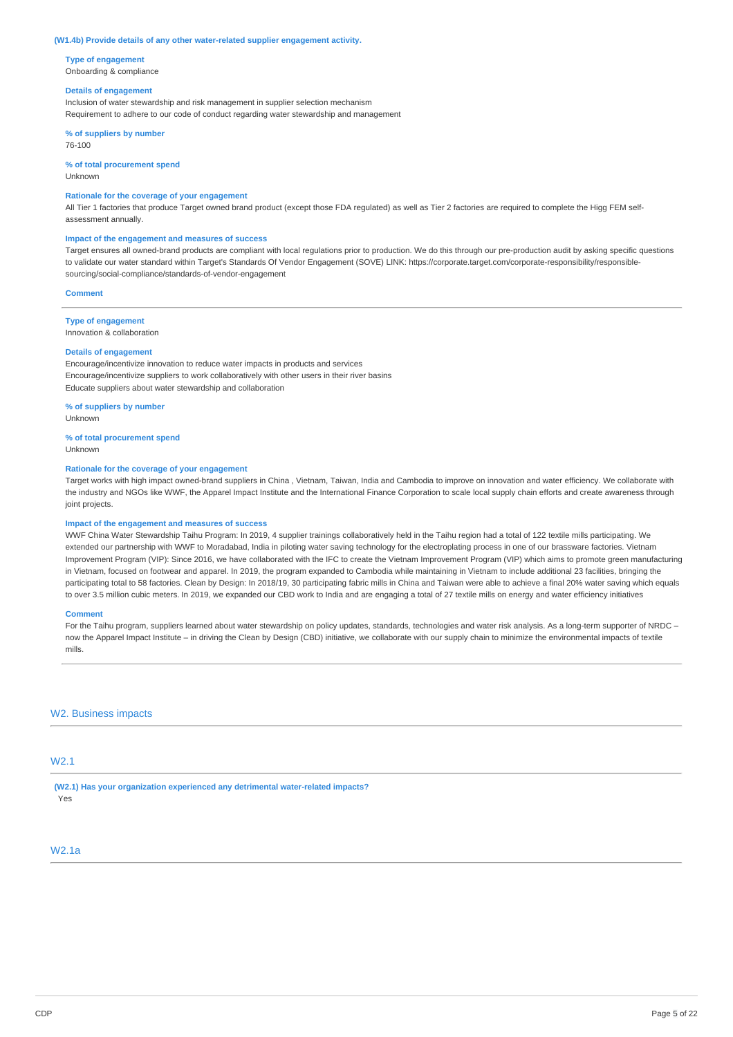**(W1.4b) Provide details of any other water-related supplier engagement activity.**

**Type of engagement**
Onboarding & compliance

**Details of engagement**
Inclusion of water stewardship and risk management in supplier selection mechanism
Requirement to adhere to our code of conduct regarding water stewardship and management

**% of suppliers by number**
76-100

**% of total procurement spend**
Unknown

**Rationale for the coverage of your engagement**
All Tier 1 factories that produce Target owned brand product (except those FDA regulated) as well as Tier 2 factories are required to complete the Higg FEM self-assessment annually.

**Impact of the engagement and measures of success**
Target ensures all owned-brand products are compliant with local regulations prior to production. We do this through our pre-production audit by asking specific questions to validate our water standard within Target's Standards Of Vendor Engagement (SOVE) LINK: https://corporate.target.com/corporate-responsibility/responsible-sourcing/social-compliance/standards-of-vendor-engagement

**Comment**

---

**Type of engagement**
Innovation & collaboration

**Details of engagement**
Encourage/incentivize innovation to reduce water impacts in products and services
Encourage/incentivize suppliers to work collaboratively with other users in their river basins
Educate suppliers about water stewardship and collaboration

**% of suppliers by number**
Unknown

**% of total procurement spend**
Unknown

**Rationale for the coverage of your engagement**
Target works with high impact owned-brand suppliers in China , Vietnam, Taiwan, India and Cambodia to improve on innovation and water efficiency. We collaborate with the industry and NGOs like WWF, the Apparel Impact Institute and the International Finance Corporation to scale local supply chain efforts and create awareness through joint projects.

**Impact of the engagement and measures of success**
WWF China Water Stewardship Taihu Program: In 2019, 4 supplier trainings collaboratively held in the Taihu region had a total of 122 textile mills participating. We extended our partnership with WWF to Moradabad, India in piloting water saving technology for the electroplating process in one of our brassware factories. Vietnam Improvement Program (VIP): Since 2016, we have collaborated with the IFC to create the Vietnam Improvement Program (VIP) which aims to promote green manufacturing in Vietnam, focused on footwear and apparel. In 2019, the program expanded to Cambodia while maintaining in Vietnam to include additional 23 facilities, bringing the participating total to 58 factories. Clean by Design: In 2018/19, 30 participating fabric mills in China and Taiwan were able to achieve a final 20% water saving which equals to over 3.5 million cubic meters. In 2019, we expanded our CBD work to India and are engaging a total of 27 textile mills on energy and water efficiency initiatives

**Comment**
For the Taihu program, suppliers learned about water stewardship on policy updates, standards, technologies and water risk analysis. As a long-term supporter of NRDC – now the Apparel Impact Institute – in driving the Clean by Design (CBD) initiative, we collaborate with our supply chain to minimize the environmental impacts of textile mills.

---

## W2. Business impacts

### W2.1

**(W2.1) Has your organization experienced any detrimental water-related impacts?**
Yes

### W2.1a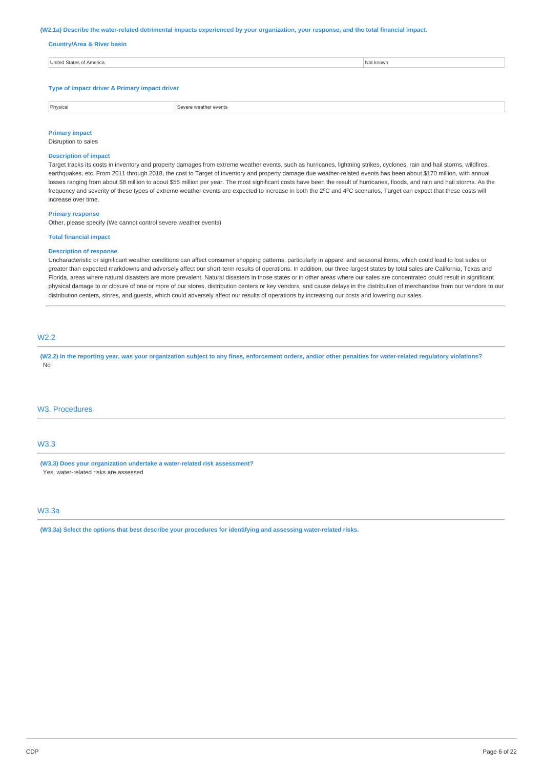**(W2.1a) Describe the water-related detrimental impacts experienced by your organization, your response, and the total financial impact.**

**Country/Area & River basin**

| United States of America | Not known |
|---|---|

**Type of impact driver & Primary impact driver**

| Physical | Severe weather events |
|---|---|

**Primary impact**

Disruption to sales

**Description of impact**

Target tracks its costs in inventory and property damages from extreme weather events, such as hurricanes, lightning strikes, cyclones, rain and hail storms, wildfires, earthquakes, etc. From 2011 through 2018, the cost to Target of inventory and property damage due weather-related events has been about $170 million, with annual losses ranging from about $8 million to about $55 million per year. The most significant costs have been the result of hurricanes, floods, and rain and hail storms. As the frequency and severity of these types of extreme weather events are expected to increase in both the 2ºC and 4ºC scenarios, Target can expect that these costs will increase over time.

**Primary response**

Other, please specify (We cannot control severe weather events)

**Total financial impact**

**Description of response**

Uncharacteristic or significant weather conditions can affect consumer shopping patterns, particularly in apparel and seasonal items, which could lead to lost sales or greater than expected markdowns and adversely affect our short-term results of operations. In addition, our three largest states by total sales are California, Texas and Florida, areas where natural disasters are more prevalent. Natural disasters in those states or in other areas where our sales are concentrated could result in significant physical damage to or closure of one or more of our stores, distribution centers or key vendors, and cause delays in the distribution of merchandise from our vendors to our distribution centers, stores, and guests, which could adversely affect our results of operations by increasing our costs and lowering our sales.

## W2.2

**(W2.2) In the reporting year, was your organization subject to any fines, enforcement orders, and/or other penalties for water-related regulatory violations?**

No

# W3. Procedures

## W3.3

**(W3.3) Does your organization undertake a water-related risk assessment?**

Yes, water-related risks are assessed

## W3.3a

**(W3.3a) Select the options that best describe your procedures for identifying and assessing water-related risks.**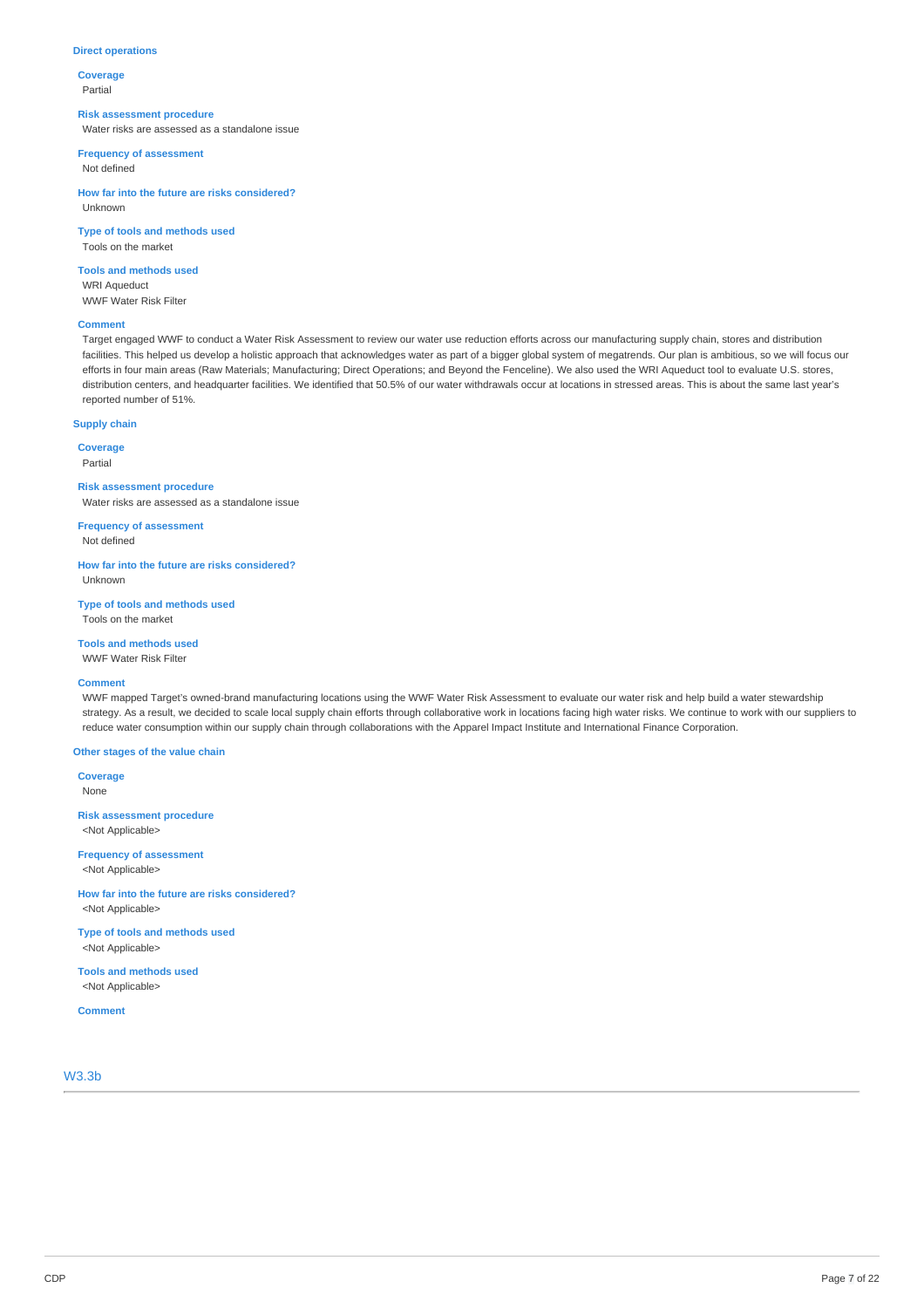### Direct operations

**Coverage**
Partial

**Risk assessment procedure**
Water risks are assessed as a standalone issue

**Frequency of assessment**
Not defined

**How far into the future are risks considered?**
Unknown

**Type of tools and methods used**
Tools on the market

**Tools and methods used**
WRI Aqueduct
WWF Water Risk Filter

**Comment**
Target engaged WWF to conduct a Water Risk Assessment to review our water use reduction efforts across our manufacturing supply chain, stores and distribution facilities. This helped us develop a holistic approach that acknowledges water as part of a bigger global system of megatrends. Our plan is ambitious, so we will focus our efforts in four main areas (Raw Materials; Manufacturing; Direct Operations; and Beyond the Fenceline). We also used the WRI Aqueduct tool to evaluate U.S. stores, distribution centers, and headquarter facilities. We identified that 50.5% of our water withdrawals occur at locations in stressed areas. This is about the same last year's reported number of 51%.

### Supply chain

**Coverage**
Partial

**Risk assessment procedure**
Water risks are assessed as a standalone issue

**Frequency of assessment**
Not defined

**How far into the future are risks considered?**
Unknown

**Type of tools and methods used**
Tools on the market

**Tools and methods used**
WWF Water Risk Filter

**Comment**
WWF mapped Target's owned-brand manufacturing locations using the WWF Water Risk Assessment to evaluate our water risk and help build a water stewardship strategy. As a result, we decided to scale local supply chain efforts through collaborative work in locations facing high water risks. We continue to work with our suppliers to reduce water consumption within our supply chain through collaborations with the Apparel Impact Institute and International Finance Corporation.

### Other stages of the value chain

**Coverage**
None

**Risk assessment procedure**
<Not Applicable>

**Frequency of assessment**
<Not Applicable>

**How far into the future are risks considered?**
<Not Applicable>

**Type of tools and methods used**
<Not Applicable>

**Tools and methods used**
<Not Applicable>

**Comment**

## W3.3b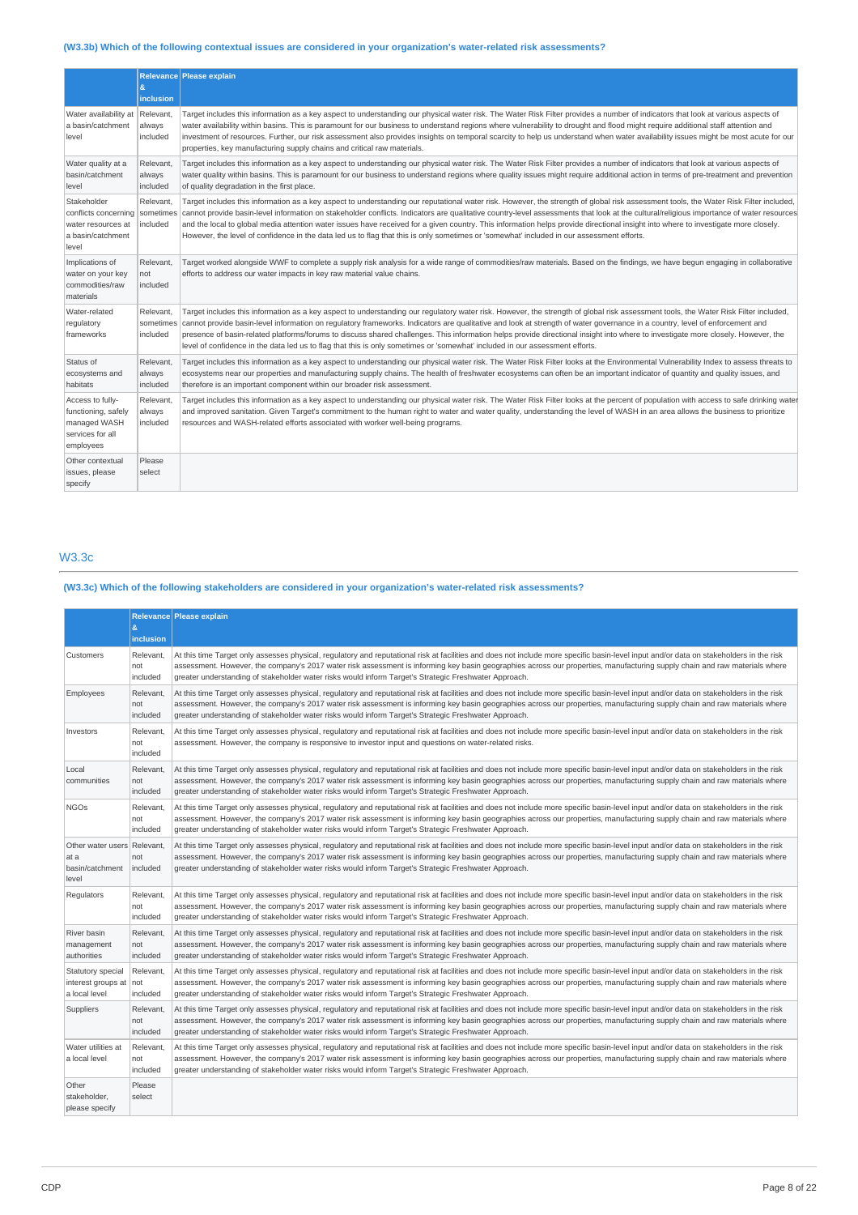### (W3.3b) Which of the following contextual issues are considered in your organization's water-related risk assessments?

| | Relevance & inclusion | Please explain |
|---|---|---|
| Water availability at a basin/catchment level | Relevant, always included | Target includes this information as a key aspect to understanding our physical water risk. The Water Risk Filter provides a number of indicators that look at various aspects of water availability within basins. This is paramount for our business to understand regions where vulnerability to drought and flood might require additional staff attention and investment of resources. Further, our risk assessment also provides insights on temporal scarcity to help us understand when water availability issues might be most acute for our properties, key manufacturing supply chains and critical raw materials. |
| Water quality at a basin/catchment level | Relevant, always included | Target includes this information as a key aspect to understanding our physical water risk. The Water Risk Filter provides a number of indicators that look at various aspects of water quality within basins. This is paramount for our business to understand regions where quality issues might require additional action in terms of pre-treatment and prevention of quality degradation in the first place. |
| Stakeholder conflicts concerning water resources at a basin/catchment level | Relevant, sometimes included | Target includes this information as a key aspect to understanding our reputational water risk. However, the strength of global risk assessment tools, the Water Risk Filter included, cannot provide basin-level information on stakeholder conflicts. Indicators are qualitative country-level assessments that look at the cultural/religious importance of water resources and the local to global media attention water issues have received for a given country. This information helps provide directional insight into where to investigate more closely. However, the level of confidence in the data led us to flag that this is only sometimes or 'somewhat' included in our assessment efforts. |
| Implications of water on your key commodities/raw materials | Relevant, not included | Target worked alongside WWF to complete a supply risk analysis for a wide range of commodities/raw materials. Based on the findings, we have begun engaging in collaborative efforts to address our water impacts in key raw material value chains. |
| Water-related regulatory frameworks | Relevant, sometimes included | Target includes this information as a key aspect to understanding our regulatory water risk. However, the strength of global risk assessment tools, the Water Risk Filter included, cannot provide basin-level information on regulatory frameworks. Indicators are qualitative and look at strength of water governance in a country, level of enforcement and presence of basin-related platforms/forums to discuss shared challenges. This information helps provide directional insight into where to investigate more closely. However, the level of confidence in the data led us to flag that this is only sometimes or 'somewhat' included in our assessment efforts. |
| Status of ecosystems and habitats | Relevant, always included | Target includes this information as a key aspect to understanding our physical water risk. The Water Risk Filter looks at the Environmental Vulnerability Index to assess threats to ecosystems near our properties and manufacturing supply chains. The health of freshwater ecosystems can often be an important indicator of quantity and quality issues, and therefore is an important component within our broader risk assessment. |
| Access to fully-functioning, safely managed WASH services for all employees | Relevant, always included | Target includes this information as a key aspect to understanding our physical water risk. The Water Risk Filter looks at the percent of population with access to safe drinking water and improved sanitation. Given Target's commitment to the human right to water and water quality, understanding the level of WASH in an area allows the business to prioritize resources and WASH-related efforts associated with worker well-being programs. |
| Other contextual issues, please specify | Please select | |

## W3.3c

### (W3.3c) Which of the following stakeholders are considered in your organization's water-related risk assessments?

| | Relevance & inclusion | Please explain |
|---|---|---|
| Customers | Relevant, not included | At this time Target only assesses physical, regulatory and reputational risk at facilities and does not include more specific basin-level input and/or data on stakeholders in the risk assessment. However, the company's 2017 water risk assessment is informing key basin geographies across our properties, manufacturing supply chain and raw materials where greater understanding of stakeholder water risks would inform Target's Strategic Freshwater Approach. |
| Employees | Relevant, not included | At this time Target only assesses physical, regulatory and reputational risk at facilities and does not include more specific basin-level input and/or data on stakeholders in the risk assessment. However, the company's 2017 water risk assessment is informing key basin geographies across our properties, manufacturing supply chain and raw materials where greater understanding of stakeholder water risks would inform Target's Strategic Freshwater Approach. |
| Investors | Relevant, not included | At this time Target only assesses physical, regulatory and reputational risk at facilities and does not include more specific basin-level input and/or data on stakeholders in the risk assessment. However, the company is responsive to investor input and questions on water-related risks. |
| Local communities | Relevant, not included | At this time Target only assesses physical, regulatory and reputational risk at facilities and does not include more specific basin-level input and/or data on stakeholders in the risk assessment. However, the company's 2017 water risk assessment is informing key basin geographies across our properties, manufacturing supply chain and raw materials where greater understanding of stakeholder water risks would inform Target's Strategic Freshwater Approach. |
| NGOs | Relevant, not included | At this time Target only assesses physical, regulatory and reputational risk at facilities and does not include more specific basin-level input and/or data on stakeholders in the risk assessment. However, the company's 2017 water risk assessment is informing key basin geographies across our properties, manufacturing supply chain and raw materials where greater understanding of stakeholder water risks would inform Target's Strategic Freshwater Approach. |
| Other water users at a basin/catchment level | Relevant, not included | At this time Target only assesses physical, regulatory and reputational risk at facilities and does not include more specific basin-level input and/or data on stakeholders in the risk assessment. However, the company's 2017 water risk assessment is informing key basin geographies across our properties, manufacturing supply chain and raw materials where greater understanding of stakeholder water risks would inform Target's Strategic Freshwater Approach. |
| Regulators | Relevant, not included | At this time Target only assesses physical, regulatory and reputational risk at facilities and does not include more specific basin-level input and/or data on stakeholders in the risk assessment. However, the company's 2017 water risk assessment is informing key basin geographies across our properties, manufacturing supply chain and raw materials where greater understanding of stakeholder water risks would inform Target's Strategic Freshwater Approach. |
| River basin management authorities | Relevant, not included | At this time Target only assesses physical, regulatory and reputational risk at facilities and does not include more specific basin-level input and/or data on stakeholders in the risk assessment. However, the company's 2017 water risk assessment is informing key basin geographies across our properties, manufacturing supply chain and raw materials where greater understanding of stakeholder water risks would inform Target's Strategic Freshwater Approach. |
| Statutory special interest groups at a local level | Relevant, not included | At this time Target only assesses physical, regulatory and reputational risk at facilities and does not include more specific basin-level input and/or data on stakeholders in the risk assessment. However, the company's 2017 water risk assessment is informing key basin geographies across our properties, manufacturing supply chain and raw materials where greater understanding of stakeholder water risks would inform Target's Strategic Freshwater Approach. |
| Suppliers | Relevant, not included | At this time Target only assesses physical, regulatory and reputational risk at facilities and does not include more specific basin-level input and/or data on stakeholders in the risk assessment. However, the company's 2017 water risk assessment is informing key basin geographies across our properties, manufacturing supply chain and raw materials where greater understanding of stakeholder water risks would inform Target's Strategic Freshwater Approach. |
| Water utilities at a local level | Relevant, not included | At this time Target only assesses physical, regulatory and reputational risk at facilities and does not include more specific basin-level input and/or data on stakeholders in the risk assessment. However, the company's 2017 water risk assessment is informing key basin geographies across our properties, manufacturing supply chain and raw materials where greater understanding of stakeholder water risks would inform Target's Strategic Freshwater Approach. |
| Other stakeholder, please specify | Please select | |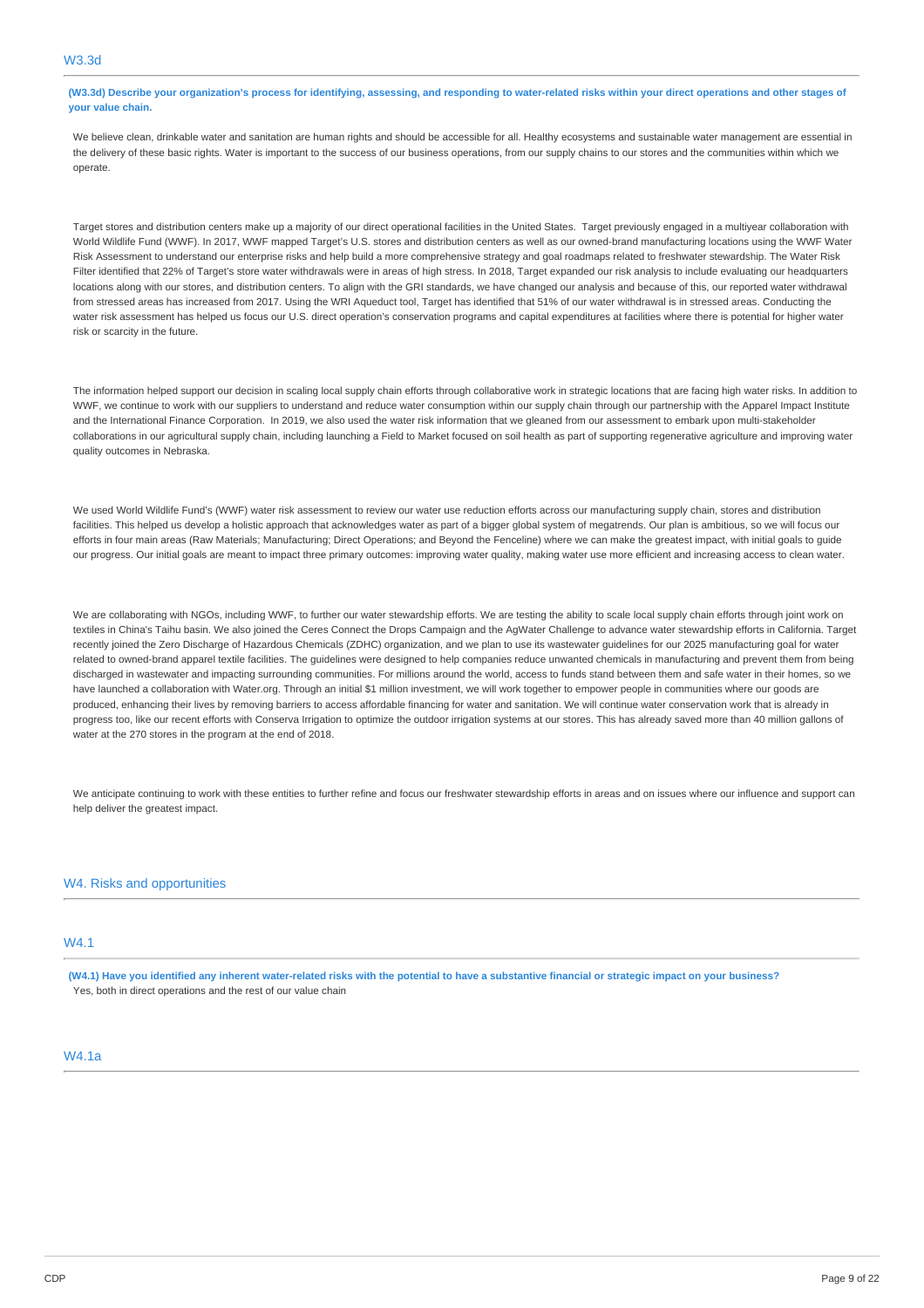## W3.3d

**(W3.3d) Describe your organization's process for identifying, assessing, and responding to water-related risks within your direct operations and other stages of your value chain.**

We believe clean, drinkable water and sanitation are human rights and should be accessible for all. Healthy ecosystems and sustainable water management are essential in the delivery of these basic rights. Water is important to the success of our business operations, from our supply chains to our stores and the communities within which we operate.

Target stores and distribution centers make up a majority of our direct operational facilities in the United States. Target previously engaged in a multiyear collaboration with World Wildlife Fund (WWF). In 2017, WWF mapped Target's U.S. stores and distribution centers as well as our owned-brand manufacturing locations using the WWF Water Risk Assessment to understand our enterprise risks and help build a more comprehensive strategy and goal roadmaps related to freshwater stewardship. The Water Risk Filter identified that 22% of Target's store water withdrawals were in areas of high stress. In 2018, Target expanded our risk analysis to include evaluating our headquarters locations along with our stores, and distribution centers. To align with the GRI standards, we have changed our analysis and because of this, our reported water withdrawal from stressed areas has increased from 2017. Using the WRI Aqueduct tool, Target has identified that 51% of our water withdrawal is in stressed areas. Conducting the water risk assessment has helped us focus our U.S. direct operation's conservation programs and capital expenditures at facilities where there is potential for higher water risk or scarcity in the future.

The information helped support our decision in scaling local supply chain efforts through collaborative work in strategic locations that are facing high water risks. In addition to WWF, we continue to work with our suppliers to understand and reduce water consumption within our supply chain through our partnership with the Apparel Impact Institute and the International Finance Corporation. In 2019, we also used the water risk information that we gleaned from our assessment to embark upon multi-stakeholder collaborations in our agricultural supply chain, including launching a Field to Market focused on soil health as part of supporting regenerative agriculture and improving water quality outcomes in Nebraska.

We used World Wildlife Fund's (WWF) water risk assessment to review our water use reduction efforts across our manufacturing supply chain, stores and distribution facilities. This helped us develop a holistic approach that acknowledges water as part of a bigger global system of megatrends. Our plan is ambitious, so we will focus our efforts in four main areas (Raw Materials; Manufacturing; Direct Operations; and Beyond the Fenceline) where we can make the greatest impact, with initial goals to guide our progress. Our initial goals are meant to impact three primary outcomes: improving water quality, making water use more efficient and increasing access to clean water.

We are collaborating with NGOs, including WWF, to further our water stewardship efforts. We are testing the ability to scale local supply chain efforts through joint work on textiles in China's Taihu basin. We also joined the Ceres Connect the Drops Campaign and the AgWater Challenge to advance water stewardship efforts in California. Target recently joined the Zero Discharge of Hazardous Chemicals (ZDHC) organization, and we plan to use its wastewater guidelines for our 2025 manufacturing goal for water related to owned-brand apparel textile facilities. The guidelines were designed to help companies reduce unwanted chemicals in manufacturing and prevent them from being discharged in wastewater and impacting surrounding communities. For millions around the world, access to funds stand between them and safe water in their homes, so we have launched a collaboration with Water.org. Through an initial $1 million investment, we will work together to empower people in communities where our goods are produced, enhancing their lives by removing barriers to access affordable financing for water and sanitation. We will continue water conservation work that is already in progress too, like our recent efforts with Conserva Irrigation to optimize the outdoor irrigation systems at our stores. This has already saved more than 40 million gallons of water at the 270 stores in the program at the end of 2018.

We anticipate continuing to work with these entities to further refine and focus our freshwater stewardship efforts in areas and on issues where our influence and support can help deliver the greatest impact.

# W4. Risks and opportunities

## W4.1

**(W4.1) Have you identified any inherent water-related risks with the potential to have a substantive financial or strategic impact on your business?**

Yes, both in direct operations and the rest of our value chain

## W4.1a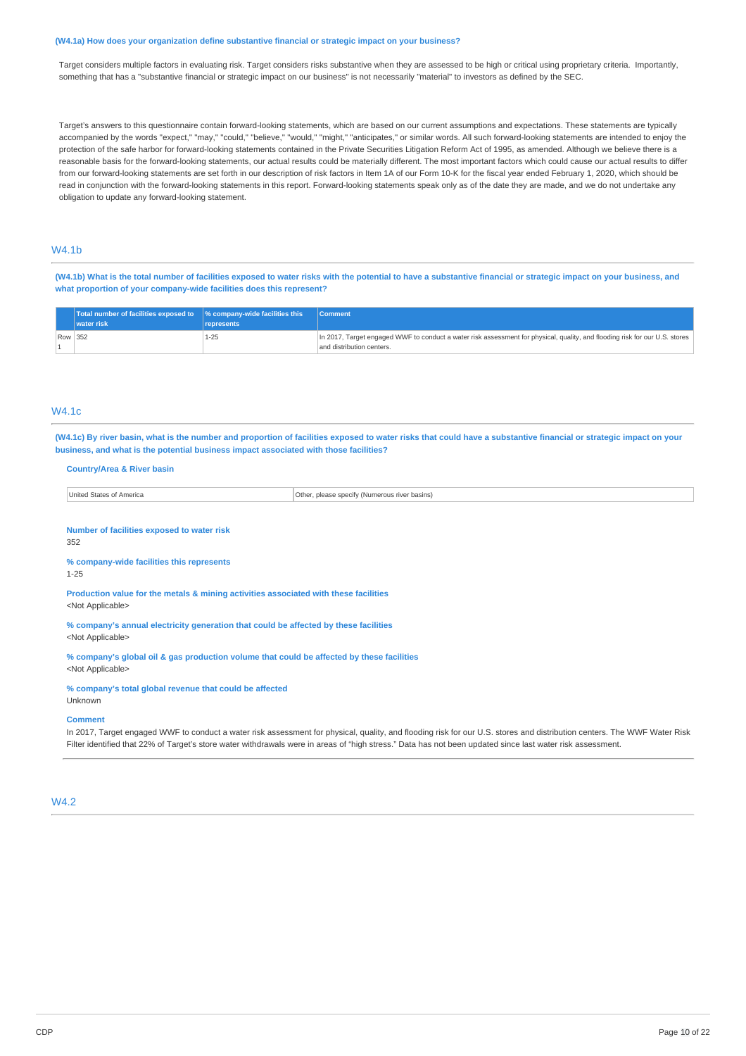**(W4.1a) How does your organization define substantive financial or strategic impact on your business?**

Target considers multiple factors in evaluating risk. Target considers risks substantive when they are assessed to be high or critical using proprietary criteria. Importantly, something that has a "substantive financial or strategic impact on our business" is not necessarily "material" to investors as defined by the SEC.

Target's answers to this questionnaire contain forward-looking statements, which are based on our current assumptions and expectations. These statements are typically accompanied by the words "expect," "may," "could," "believe," "would," "might," "anticipates," or similar words. All such forward-looking statements are intended to enjoy the protection of the safe harbor for forward-looking statements contained in the Private Securities Litigation Reform Act of 1995, as amended. Although we believe there is a reasonable basis for the forward-looking statements, our actual results could be materially different. The most important factors which could cause our actual results to differ from our forward-looking statements are set forth in our description of risk factors in Item 1A of our Form 10-K for the fiscal year ended February 1, 2020, which should be read in conjunction with the forward-looking statements in this report. Forward-looking statements speak only as of the date they are made, and we do not undertake any obligation to update any forward-looking statement.

## W4.1b

**(W4.1b) What is the total number of facilities exposed to water risks with the potential to have a substantive financial or strategic impact on your business, and what proportion of your company-wide facilities does this represent?**

| | Total number of facilities exposed to water risk | % company-wide facilities this represents | Comment |
|---|---|---|---|
| Row 1 | 352 | 1-25 | In 2017, Target engaged WWF to conduct a water risk assessment for physical, quality, and flooding risk for our U.S. stores and distribution centers. |

## W4.1c

**(W4.1c) By river basin, what is the number and proportion of facilities exposed to water risks that could have a substantive financial or strategic impact on your business, and what is the potential business impact associated with those facilities?**

**Country/Area & River basin**

| United States of America | Other, please specify (Numerous river basins) |
|---|---|

**Number of facilities exposed to water risk**

352

**% company-wide facilities this represents**

1-25

**Production value for the metals & mining activities associated with these facilities**

<Not Applicable>

**% company's annual electricity generation that could be affected by these facilities**

<Not Applicable>

**% company's global oil & gas production volume that could be affected by these facilities**

<Not Applicable>

**% company's total global revenue that could be affected**

Unknown

**Comment**

In 2017, Target engaged WWF to conduct a water risk assessment for physical, quality, and flooding risk for our U.S. stores and distribution centers. The WWF Water Risk Filter identified that 22% of Target's store water withdrawals were in areas of "high stress." Data has not been updated since last water risk assessment.

## W4.2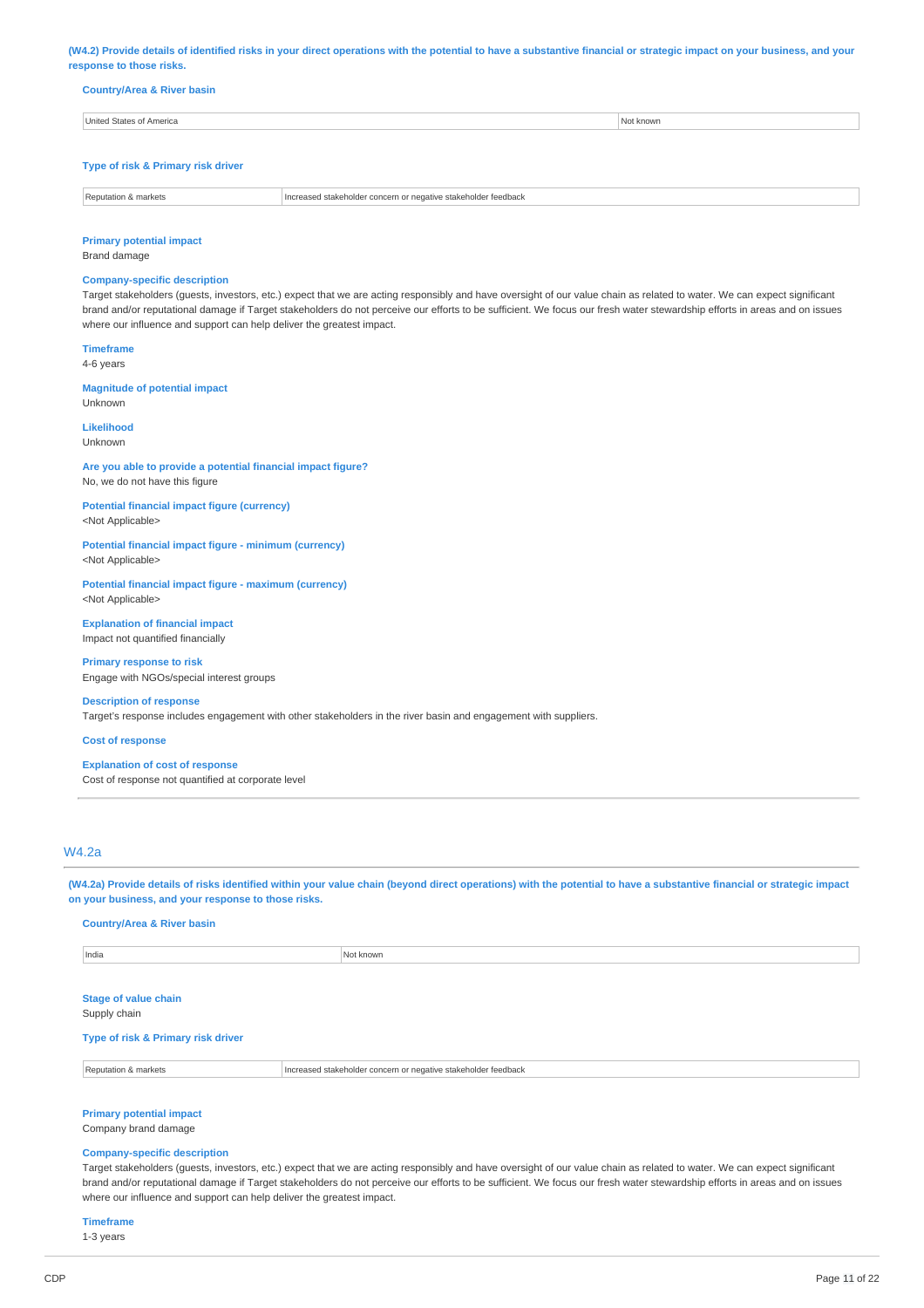**(W4.2) Provide details of identified risks in your direct operations with the potential to have a substantive financial or strategic impact on your business, and your response to those risks.**

**Country/Area & River basin**

| United States of America | Not known |
|---|---|

**Type of risk & Primary risk driver**

| Reputation & markets | Increased stakeholder concern or negative stakeholder feedback |
|---|---|

**Primary potential impact**
Brand damage

**Company-specific description**
Target stakeholders (guests, investors, etc.) expect that we are acting responsibly and have oversight of our value chain as related to water. We can expect significant brand and/or reputational damage if Target stakeholders do not perceive our efforts to be sufficient. We focus our fresh water stewardship efforts in areas and on issues where our influence and support can help deliver the greatest impact.

**Timeframe**
4-6 years

**Magnitude of potential impact**
Unknown

**Likelihood**
Unknown

**Are you able to provide a potential financial impact figure?**
No, we do not have this figure

**Potential financial impact figure (currency)**
<Not Applicable>

**Potential financial impact figure - minimum (currency)**
<Not Applicable>

**Potential financial impact figure - maximum (currency)**
<Not Applicable>

**Explanation of financial impact**
Impact not quantified financially

**Primary response to risk**
Engage with NGOs/special interest groups

**Description of response**
Target's response includes engagement with other stakeholders in the river basin and engagement with suppliers.

**Cost of response**

**Explanation of cost of response**
Cost of response not quantified at corporate level

## W4.2a

**(W4.2a) Provide details of risks identified within your value chain (beyond direct operations) with the potential to have a substantive financial or strategic impact on your business, and your response to those risks.**

**Country/Area & River basin**

| India | Not known |
|---|---|

**Stage of value chain**
Supply chain

**Type of risk & Primary risk driver**

| Reputation & markets | Increased stakeholder concern or negative stakeholder feedback |
|---|---|

**Primary potential impact**
Company brand damage

**Company-specific description**
Target stakeholders (guests, investors, etc.) expect that we are acting responsibly and have oversight of our value chain as related to water. We can expect significant brand and/or reputational damage if Target stakeholders do not perceive our efforts to be sufficient. We focus our fresh water stewardship efforts in areas and on issues where our influence and support can help deliver the greatest impact.

**Timeframe**
1-3 years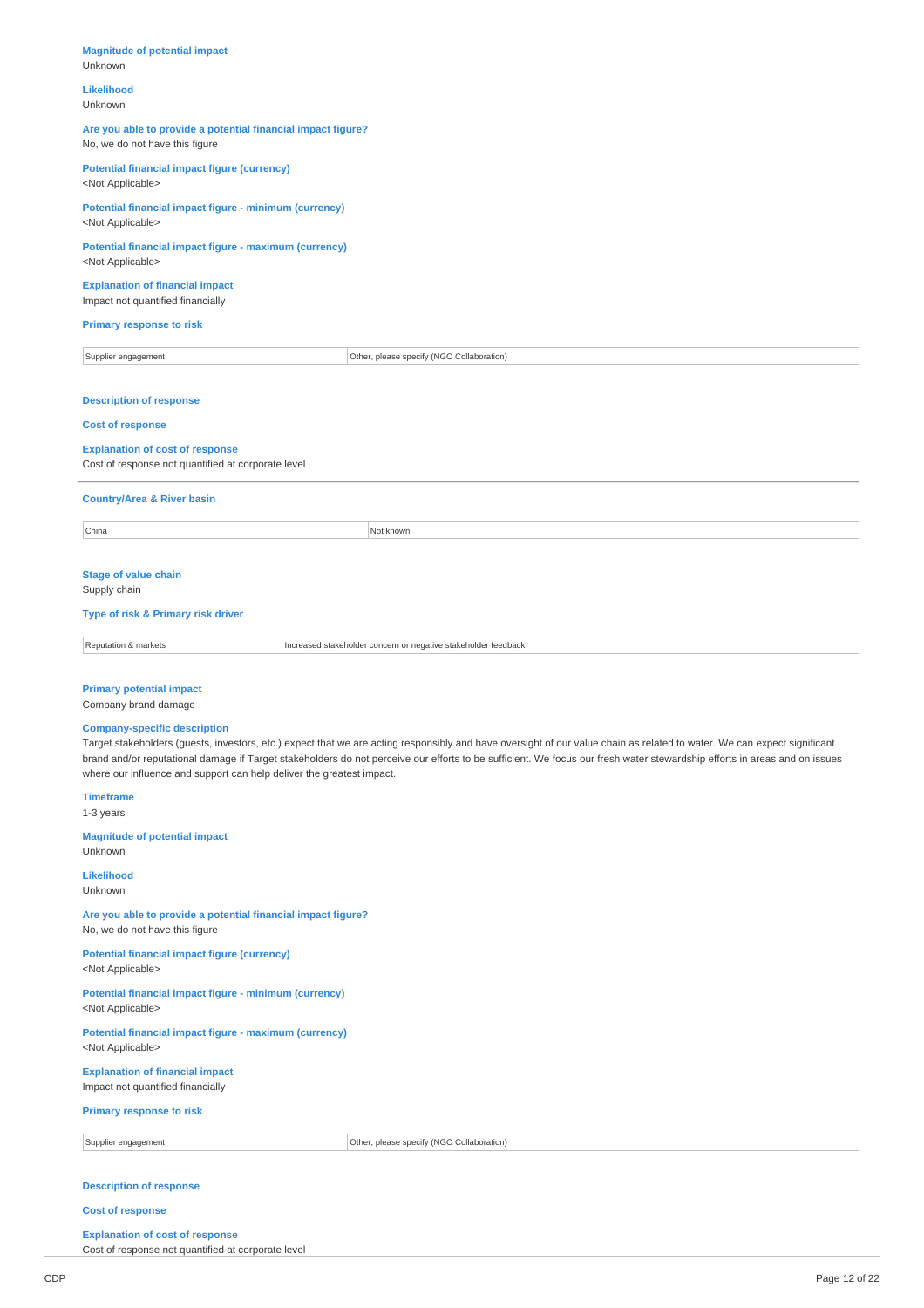**Magnitude of potential impact**
Unknown

**Likelihood**
Unknown

**Are you able to provide a potential financial impact figure?**
No, we do not have this figure

**Potential financial impact figure (currency)**
<Not Applicable>

**Potential financial impact figure - minimum (currency)**
<Not Applicable>

**Potential financial impact figure - maximum (currency)**
<Not Applicable>

**Explanation of financial impact**
Impact not quantified financially

**Primary response to risk**

| Supplier engagement | Other, please specify (NGO Collaboration) |
|---|---|

**Description of response**

**Cost of response**

**Explanation of cost of response**
Cost of response not quantified at corporate level

---

**Country/Area & River basin**

| China | Not known |
|---|---|

**Stage of value chain**
Supply chain

**Type of risk & Primary risk driver**

| Reputation & markets | Increased stakeholder concern or negative stakeholder feedback |
|---|---|

**Primary potential impact**
Company brand damage

**Company-specific description**
Target stakeholders (guests, investors, etc.) expect that we are acting responsibly and have oversight of our value chain as related to water. We can expect significant brand and/or reputational damage if Target stakeholders do not perceive our efforts to be sufficient. We focus our fresh water stewardship efforts in areas and on issues where our influence and support can help deliver the greatest impact.

**Timeframe**
1-3 years

**Magnitude of potential impact**
Unknown

**Likelihood**
Unknown

**Are you able to provide a potential financial impact figure?**
No, we do not have this figure

**Potential financial impact figure (currency)**
<Not Applicable>

**Potential financial impact figure - minimum (currency)**
<Not Applicable>

**Potential financial impact figure - maximum (currency)**
<Not Applicable>

**Explanation of financial impact**
Impact not quantified financially

**Primary response to risk**

| Supplier engagement | Other, please specify (NGO Collaboration) |
|---|---|

**Description of response**

**Cost of response**

**Explanation of cost of response**
Cost of response not quantified at corporate level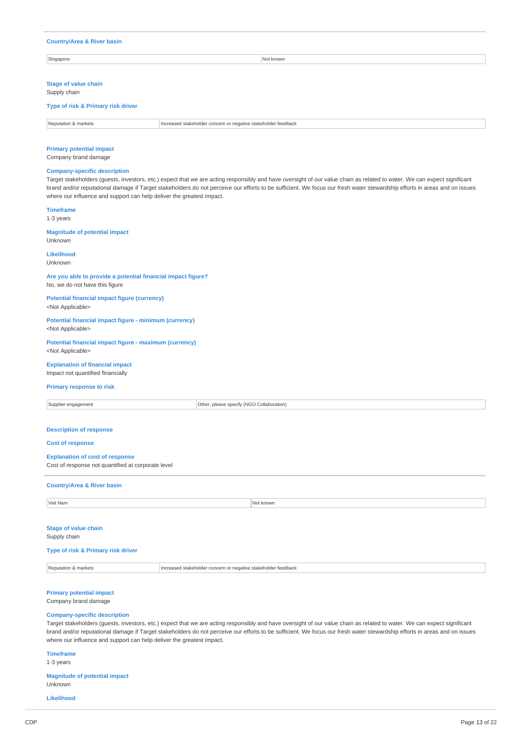**Country/Area & River basin**

| Singapore | Not known |
|---|---|

**Stage of value chain**
Supply chain

**Type of risk & Primary risk driver**

| Reputation & markets | Increased stakeholder concern or negative stakeholder feedback |
|---|---|

**Primary potential impact**
Company brand damage

**Company-specific description**
Target stakeholders (guests, investors, etc.) expect that we are acting responsibly and have oversight of our value chain as related to water. We can expect significant brand and/or reputational damage if Target stakeholders do not perceive our efforts to be sufficient. We focus our fresh water stewardship efforts in areas and on issues where our influence and support can help deliver the greatest impact.

**Timeframe**
1-3 years

**Magnitude of potential impact**
Unknown

**Likelihood**
Unknown

**Are you able to provide a potential financial impact figure?**
No, we do not have this figure

**Potential financial impact figure (currency)**
<Not Applicable>

**Potential financial impact figure - minimum (currency)**
<Not Applicable>

**Potential financial impact figure - maximum (currency)**
<Not Applicable>

**Explanation of financial impact**
Impact not quantified financially

**Primary response to risk**

| Supplier engagement | Other, please specify (NGO Collaboration) |
|---|---|

**Description of response**

**Cost of response**

**Explanation of cost of response**
Cost of response not quantified at corporate level

---

**Country/Area & River basin**

| Viet Nam | Not known |
|---|---|

**Stage of value chain**
Supply chain

**Type of risk & Primary risk driver**

| Reputation & markets | Increased stakeholder concern or negative stakeholder feedback |
|---|---|

**Primary potential impact**
Company brand damage

**Company-specific description**
Target stakeholders (guests, investors, etc.) expect that we are acting responsibly and have oversight of our value chain as related to water. We can expect significant brand and/or reputational damage if Target stakeholders do not perceive our efforts to be sufficient. We focus our fresh water stewardship efforts in areas and on issues where our influence and support can help deliver the greatest impact.

**Timeframe**
1-3 years

**Magnitude of potential impact**
Unknown

**Likelihood**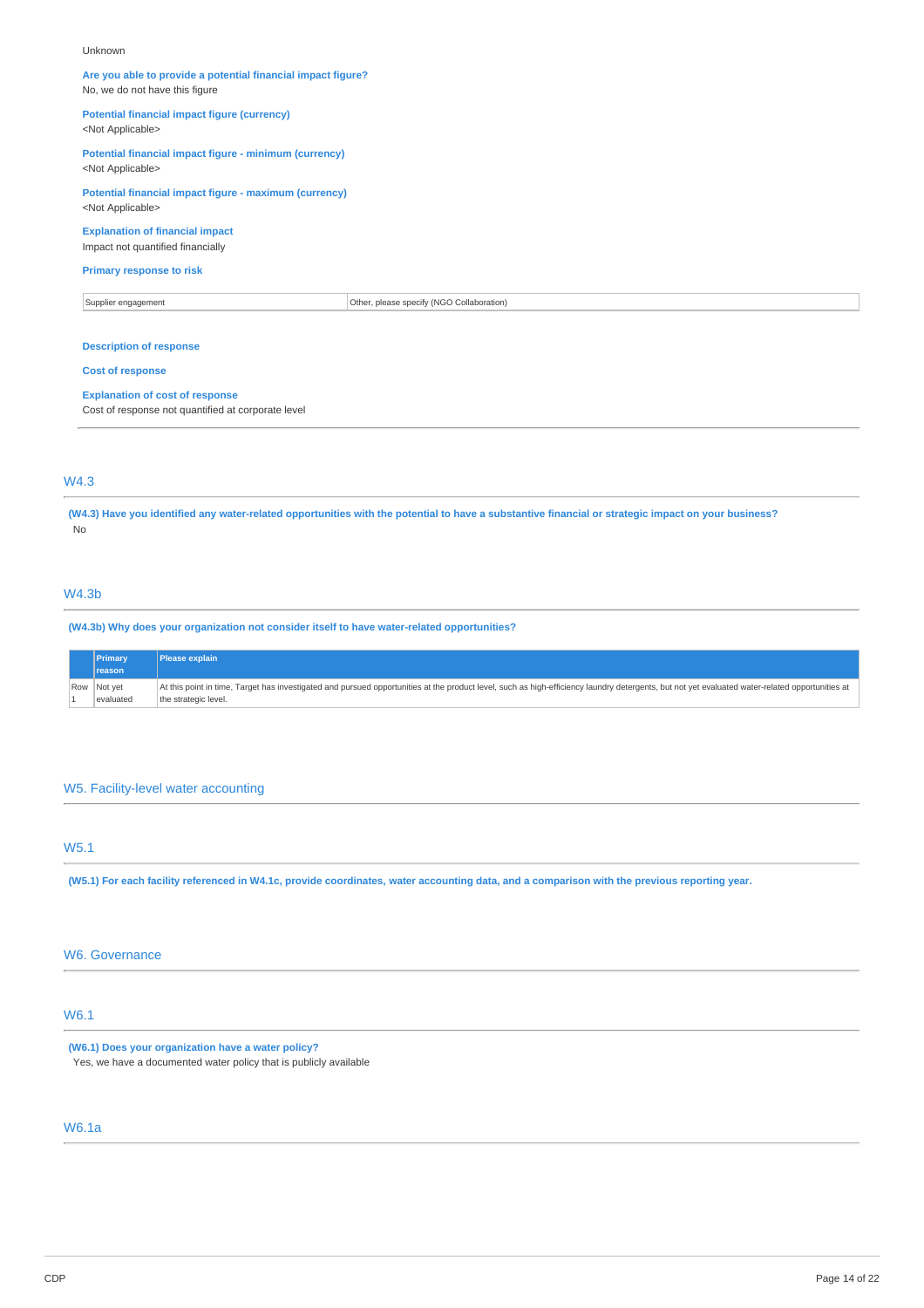Unknown

**Are you able to provide a potential financial impact figure?**
No, we do not have this figure

**Potential financial impact figure (currency)**
<Not Applicable>

**Potential financial impact figure - minimum (currency)**
<Not Applicable>

**Potential financial impact figure - maximum (currency)**
<Not Applicable>

**Explanation of financial impact**
Impact not quantified financially

**Primary response to risk**

| Supplier engagement | Other, please specify (NGO Collaboration) |
|---|---|

**Description of response**

**Cost of response**

**Explanation of cost of response**
Cost of response not quantified at corporate level

## W4.3

**(W4.3) Have you identified any water-related opportunities with the potential to have a substantive financial or strategic impact on your business?**
No

## W4.3b

**(W4.3b) Why does your organization not consider itself to have water-related opportunities?**

| | Primary reason | Please explain |
|---|---|---|
| Row 1 | Not yet evaluated | At this point in time, Target has investigated and pursued opportunities at the product level, such as high-efficiency laundry detergents, but not yet evaluated water-related opportunities at the strategic level. |

# W5. Facility-level water accounting

## W5.1

**(W5.1) For each facility referenced in W4.1c, provide coordinates, water accounting data, and a comparison with the previous reporting year.**

# W6. Governance

## W6.1

**(W6.1) Does your organization have a water policy?**
Yes, we have a documented water policy that is publicly available

## W6.1a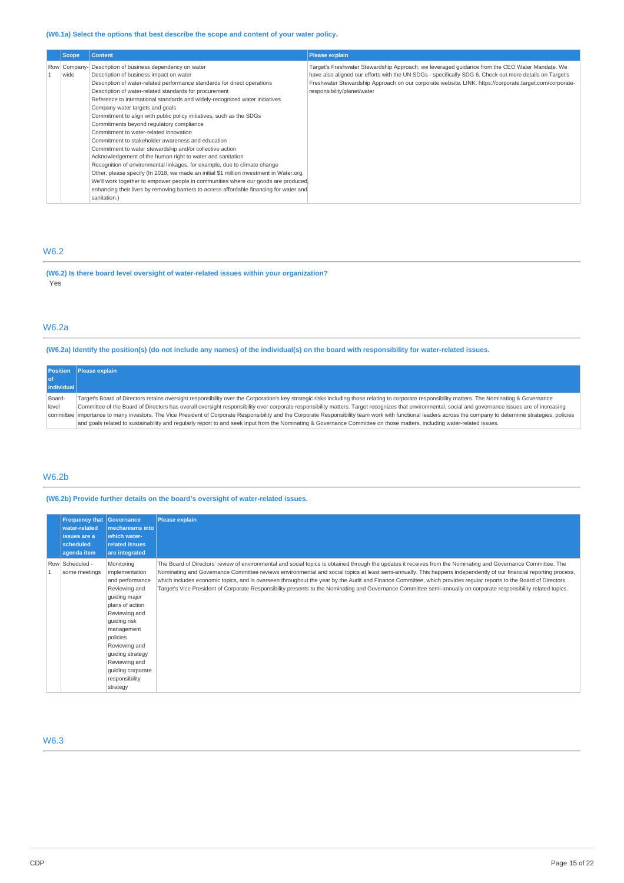**(W6.1a) Select the options that best describe the scope and content of your water policy.**

| | Scope | Content | Please explain |
|---|---|---|---|
| Row 1 | Company-wide | Description of business dependency on water<br>Description of business impact on water<br>Description of water-related performance standards for direct operations<br>Description of water-related standards for procurement<br>Reference to international standards and widely-recognized water initiatives<br>Company water targets and goals<br>Commitment to align with public policy initiatives, such as the SDGs<br>Commitments beyond regulatory compliance<br>Commitment to water-related innovation<br>Commitment to stakeholder awareness and education<br>Commitment to water stewardship and/or collective action<br>Acknowledgement of the human right to water and sanitation<br>Recognition of environmental linkages, for example, due to climate change<br>Other, please specify (In 2018, we made an initial $1 million investment in Water.org. We'll work together to empower people in communities where our goods are produced, enhancing their lives by removing barriers to access affordable financing for water and sanitation.) | Target's Freshwater Stewardship Approach, we leveraged guidance from the CEO Water Mandate. We have also aligned our efforts with the UN SDGs - specifically SDG 6. Check out more details on Target's Freshwater Stewardship Approach on our corporate website. LINK: https://corporate.target.com/corporate-responsibility/planet/water |

## W6.2

**(W6.2) Is there board level oversight of water-related issues within your organization?**

Yes

## W6.2a

**(W6.2a) Identify the position(s) (do not include any names) of the individual(s) on the board with responsibility for water-related issues.**

| Position of individual | Please explain |
|---|---|
| Board-level committee | Target's Board of Directors retains oversight responsibility over the Corporation's key strategic risks including those relating to corporate responsibility matters. The Nominating & Governance Committee of the Board of Directors has overall oversight responsibility over corporate responsibility matters. Target recognizes that environmental, social and governance issues are of increasing importance to many investors. The Vice President of Corporate Responsibility and the Corporate Responsibility team work with functional leaders across the company to determine strategies, policies and goals related to sustainability and regularly report to and seek input from the Nominating & Governance Committee on those matters, including water-related issues. |

## W6.2b

**(W6.2b) Provide further details on the board's oversight of water-related issues.**

| | Frequency that water-related issues are a scheduled agenda item | Governance mechanisms into which water-related issues are integrated | Please explain |
|---|---|---|---|
| Row 1 | Scheduled - some meetings | Monitoring implementation and performance<br>Reviewing and guiding major plans of action<br>Reviewing and guiding risk management policies<br>Reviewing and guiding strategy<br>Reviewing and guiding corporate responsibility strategy | The Board of Directors' review of environmental and social topics is obtained through the updates it receives from the Nominating and Governance Committee. The Nominating and Governance Committee reviews environmental and social topics at least semi-annually. This happens independently of our financial reporting process, which includes economic topics, and is overseen throughout the year by the Audit and Finance Committee, which provides regular reports to the Board of Directors. Target's Vice President of Corporate Responsibility presents to the Nominating and Governance Committee semi-annually on corporate responsibility related topics. |

## W6.3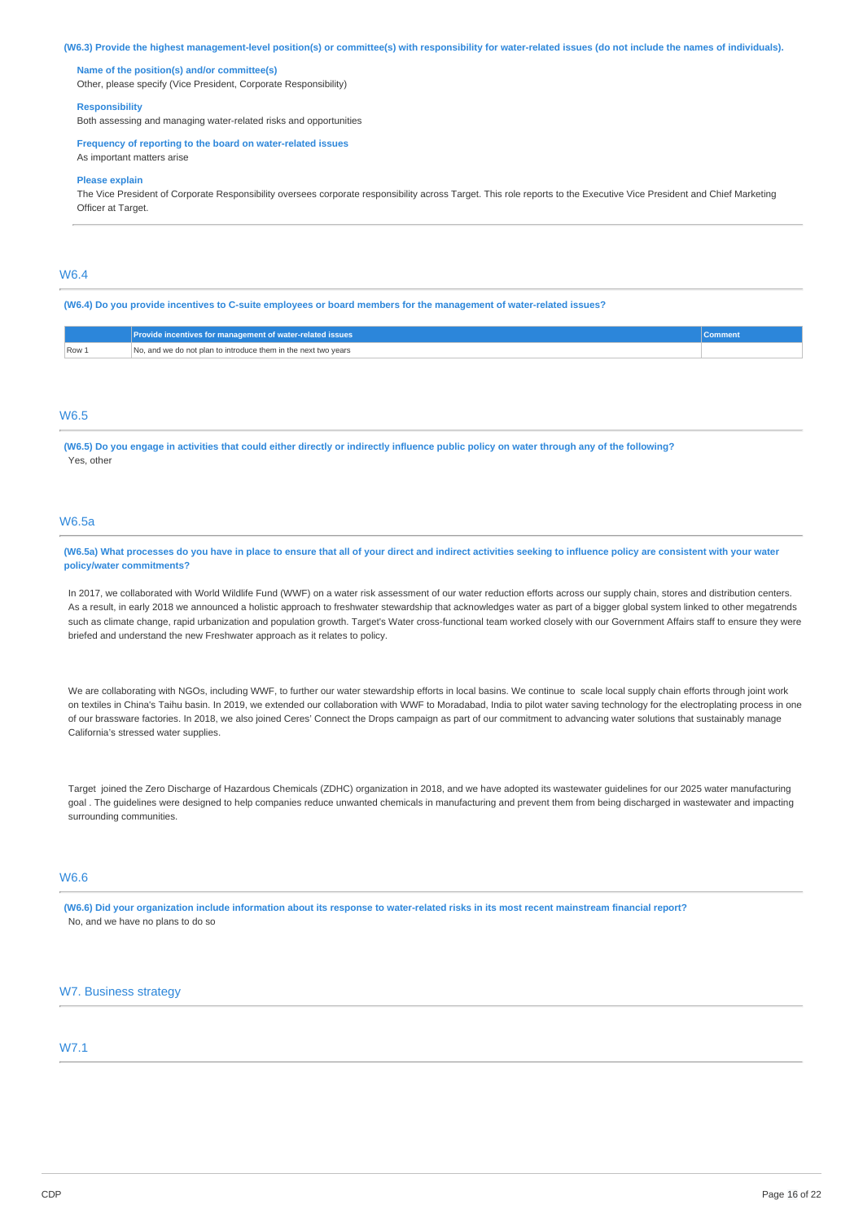**(W6.3) Provide the highest management-level position(s) or committee(s) with responsibility for water-related issues (do not include the names of individuals).**

**Name of the position(s) and/or committee(s)**
Other, please specify (Vice President, Corporate Responsibility)

**Responsibility**
Both assessing and managing water-related risks and opportunities

**Frequency of reporting to the board on water-related issues**
As important matters arise

**Please explain**
The Vice President of Corporate Responsibility oversees corporate responsibility across Target. This role reports to the Executive Vice President and Chief Marketing Officer at Target.

## W6.4

**(W6.4) Do you provide incentives to C-suite employees or board members for the management of water-related issues?**

| | Provide incentives for management of water-related issues | Comment |
|---|---|---|
| Row 1 | No, and we do not plan to introduce them in the next two years | |

## W6.5

**(W6.5) Do you engage in activities that could either directly or indirectly influence public policy on water through any of the following?**
Yes, other

## W6.5a

**(W6.5a) What processes do you have in place to ensure that all of your direct and indirect activities seeking to influence policy are consistent with your water policy/water commitments?**

In 2017, we collaborated with World Wildlife Fund (WWF) on a water risk assessment of our water reduction efforts across our supply chain, stores and distribution centers. As a result, in early 2018 we announced a holistic approach to freshwater stewardship that acknowledges water as part of a bigger global system linked to other megatrends such as climate change, rapid urbanization and population growth. Target's Water cross-functional team worked closely with our Government Affairs staff to ensure they were briefed and understand the new Freshwater approach as it relates to policy.

We are collaborating with NGOs, including WWF, to further our water stewardship efforts in local basins. We continue to scale local supply chain efforts through joint work on textiles in China's Taihu basin. In 2019, we extended our collaboration with WWF to Moradabad, India to pilot water saving technology for the electroplating process in one of our brassware factories. In 2018, we also joined Ceres' Connect the Drops campaign as part of our commitment to advancing water solutions that sustainably manage California's stressed water supplies.

Target joined the Zero Discharge of Hazardous Chemicals (ZDHC) organization in 2018, and we have adopted its wastewater guidelines for our 2025 water manufacturing goal . The guidelines were designed to help companies reduce unwanted chemicals in manufacturing and prevent them from being discharged in wastewater and impacting surrounding communities.

## W6.6

**(W6.6) Did your organization include information about its response to water-related risks in its most recent mainstream financial report?**
No, and we have no plans to do so

# W7. Business strategy

## W7.1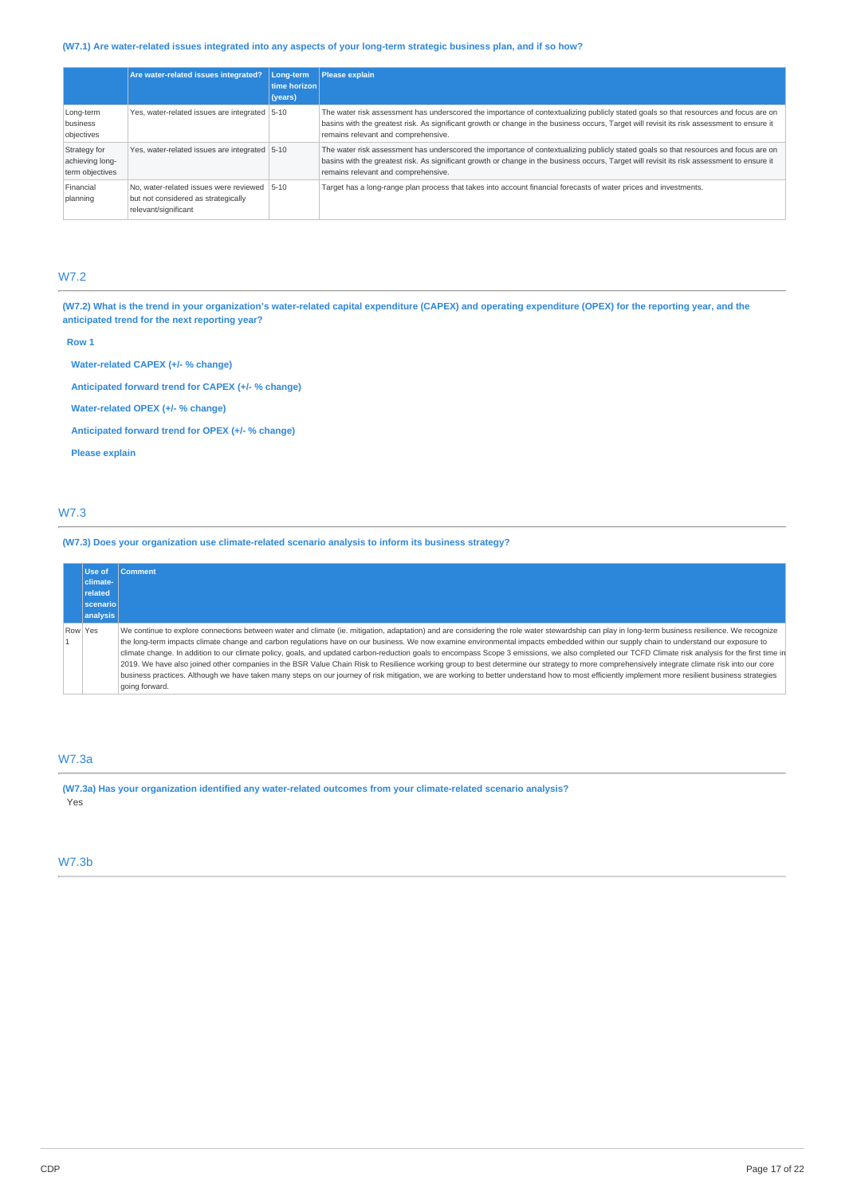(W7.1) Are water-related issues integrated into any aspects of your long-term strategic business plan, and if so how?

| | Are water-related issues integrated? | Long-term time horizon (years) | Please explain |
|---|---|---|---|
| Long-term business objectives | Yes, water-related issues are integrated | 5-10 | The water risk assessment has underscored the importance of contextualizing publicly stated goals so that resources and focus are on basins with the greatest risk. As significant growth or change in the business occurs, Target will revisit its risk assessment to ensure it remains relevant and comprehensive. |
| Strategy for achieving long-term objectives | Yes, water-related issues are integrated | 5-10 | The water risk assessment has underscored the importance of contextualizing publicly stated goals so that resources and focus are on basins with the greatest risk. As significant growth or change in the business occurs, Target will revisit its risk assessment to ensure it remains relevant and comprehensive. |
| Financial planning | No, water-related issues were reviewed but not considered as strategically relevant/significant | 5-10 | Target has a long-range plan process that takes into account financial forecasts of water prices and investments. |

## W7.2

(W7.2) What is the trend in your organization's water-related capital expenditure (CAPEX) and operating expenditure (OPEX) for the reporting year, and the anticipated trend for the next reporting year?

**Row 1**

**Water-related CAPEX (+/- % change)**

**Anticipated forward trend for CAPEX (+/- % change)**

**Water-related OPEX (+/- % change)**

**Anticipated forward trend for OPEX (+/- % change)**

**Please explain**

## W7.3

(W7.3) Does your organization use climate-related scenario analysis to inform its business strategy?

| | Use of climate-related scenario analysis | Comment |
|---|---|---|
| Row 1 | Yes | We continue to explore connections between water and climate (ie. mitigation, adaptation) and are considering the role water stewardship can play in long-term business resilience. We recognize the long-term impacts climate change and carbon regulations have on our business. We now examine environmental impacts embedded within our supply chain to understand our exposure to climate change. In addition to our climate policy, goals, and updated carbon-reduction goals to encompass Scope 3 emissions, we also completed our TCFD Climate risk analysis for the first time in 2019. We have also joined other companies in the BSR Value Chain Risk to Resilience working group to best determine our strategy to more comprehensively integrate climate risk into our core business practices. Although we have taken many steps on our journey of risk mitigation, we are working to better understand how to most efficiently implement more resilient business strategies going forward. |

## W7.3a

(W7.3a) Has your organization identified any water-related outcomes from your climate-related scenario analysis?

Yes

## W7.3b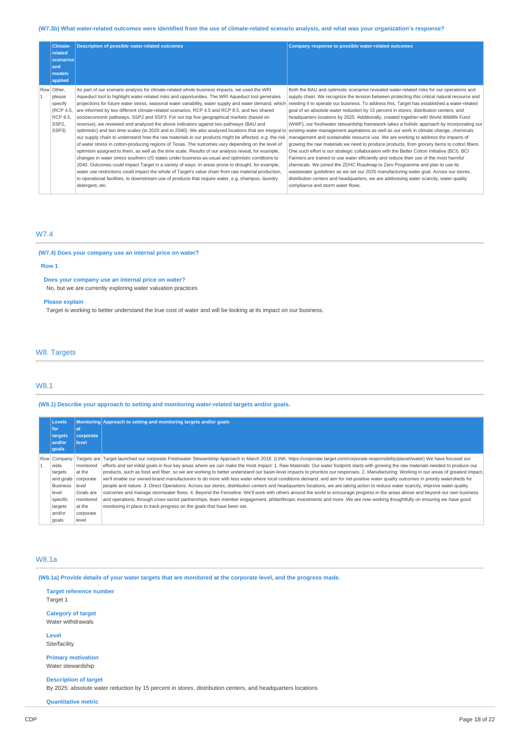**(W7.3b) What water-related outcomes were identified from the use of climate-related scenario analysis, and what was your organization's response?**

| | Climate-related scenarios and models applied | Description of possible water-related outcomes | Company response to possible water-related outcomes |
|---|---|---|---|
| Row 1 | Other, please specify (RCP 4.5, RCP 8.5, SSP2, SSP3) | As part of our scenario analysis for climate-related whole business impacts, we used the WRI Aqueduct tool to highlight water-related risks and opportunities. The WRI Aqueduct tool generates projections for future water stress, seasonal water variability, water supply and water demand, which are informed by two different climate-related scenarios, RCP 4.5 and RCP 8.5, and two shared socioeconomic pathways, SSP2 and SSP3. For our top five geographical markets (based on revenue), we reviewed and analyzed the above indicators against two pathways (BAU and optimistic) and two time scales (to 2020 and to 2040). We also analyzed locations that are integral to our supply chain to understand how the raw materials in our products might be affected, e.g. the risk of water stress in cotton-producing regions of Texas. The outcomes vary depending on the level of optimism assigned to them, as well as the time scale. Results of our analysis reveal, for example, changes in water stress southern US states under business-as-usual and optimistic conditions to 2040. Outcomes could impact Target in a variety of ways. In areas prone to drought, for example, water use restrictions could impact the whole of Target's value chain from raw material production, to operational facilities, to downstream use of products that require water, e.g. shampoo, laundry detergent, etc. | Both the BAU and optimistic scenarios revealed water-related risks for our operations and supply chain. We recognize the tension between protecting this critical natural resource and needing it to operate our business. To address this, Target has established a water-related goal of an absolute water reduction by 15 percent in stores, distribution centers, and headquarters locations by 2025. Additionally, created together with World Wildlife Fund (WWF), our freshwater stewardship framework takes a holistic approach by incorporating our existing water management aspirations as well as our work in climate change, chemicals management and sustainable resource use. We are working to address the impacts of growing the raw materials we need to produce products, from grocery items to cotton fibers. One such effort is our strategic collaboration with the Better Cotton Initiative (BCI). BCI Farmers are trained to use water efficiently and reduce their use of the most harmful chemicals. We joined the ZDHC Roadmap to Zero Programme and plan to use its wastewater guidelines as we set our 2025 manufacturing water goal. Across our stores, distribution centers and headquarters, we are addressing water scarcity, water quality compliance and storm water flows. |

## W7.4

**(W7.4) Does your company use an internal price on water?**

**Row 1**

**Does your company use an internal price on water?**

No, but we are currently exploring water valuation practices

**Please explain**

Target is working to better understand the true cost of water and will be looking at its impact on our business.

# W8. Targets

## W8.1

**(W8.1) Describe your approach to setting and monitoring water-related targets and/or goals.**

| | Levels for targets and/or goals | Monitoring at corporate level | Approach to setting and monitoring targets and/or goals |
|---|---|---|---|
| Row 1 | Company-wide targets and goals Business level specific targets and/or goals | Targets are monitored at the corporate level Goals are monitored at the corporate level | Target launched our corporate Freshwater Stewardship Approach in March 2018. (LINK: https://corporate.target.com/corporate-responsibility/planet/water) We have focused our efforts and set initial goals in four key areas where we can make the most impact: 1. Raw Materials: Our water footprint starts with growing the raw materials needed to produce our products, such as food and fiber, so we are working to better understand our basin-level impacts to prioritize our responses. 2. Manufacturing: Working in our areas of greatest impact, we'll enable our owned-brand manufacturers to do more with less water where local conditions demand, and aim for net-positive water quality outcomes in priority watersheds for people and nature. 3. Direct Operations: Across our stores, distribution centers and headquarters locations, we are taking action to reduce water scarcity, improve water quality outcomes and manage stormwater flows. 4. Beyond the Fenceline: We'll work with others around the world to encourage progress in the areas above and beyond our own business and operations, through cross-sector partnerships, team member engagement, philanthropic investments and more. We are now working thoughtfully on ensuring we have good monitoring in place to track progress on the goals that have been set. |

## W8.1a

**(W8.1a) Provide details of your water targets that are monitored at the corporate level, and the progress made.**

**Target reference number**

Target 1

**Category of target**

Water withdrawals

**Level**

Site/facility

**Primary motivation**

Water stewardship

**Description of target**

By 2025: absolute water reduction by 15 percent in stores, distribution centers, and headquarters locations

**Quantitative metric**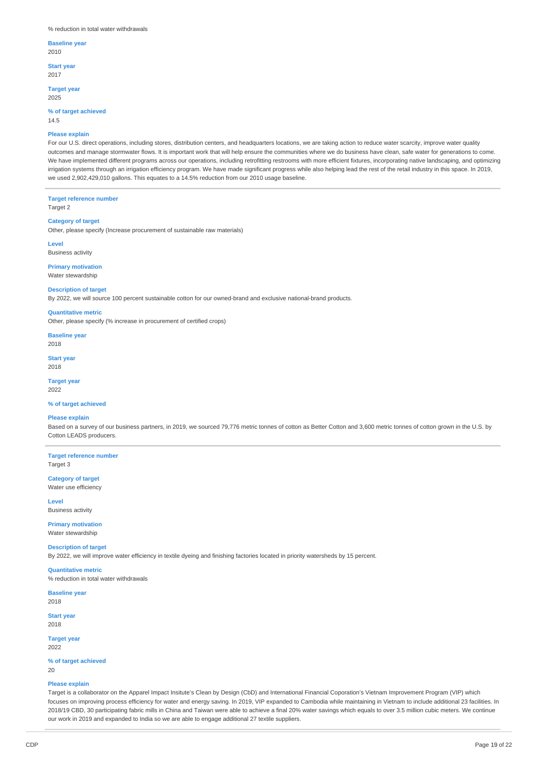% reduction in total water withdrawals

**Baseline year**
2010

**Start year**
2017

**Target year**
2025

**% of target achieved**
14.5

**Please explain**
For our U.S. direct operations, including stores, distribution centers, and headquarters locations, we are taking action to reduce water scarcity, improve water quality outcomes and manage stormwater flows. It is important work that will help ensure the communities where we do business have clean, safe water for generations to come. We have implemented different programs across our operations, including retrofitting restrooms with more efficient fixtures, incorporating native landscaping, and optimizing irrigation systems through an irrigation efficiency program. We have made significant progress while also helping lead the rest of the retail industry in this space. In 2019, we used 2,902,429,010 gallons. This equates to a 14.5% reduction from our 2010 usage baseline.

---

**Target reference number**
Target 2

**Category of target**
Other, please specify (Increase procurement of sustainable raw materials)

**Level**
Business activity

**Primary motivation**
Water stewardship

**Description of target**
By 2022, we will source 100 percent sustainable cotton for our owned-brand and exclusive national-brand products.

**Quantitative metric**
Other, please specify (% increase in procurement of certified crops)

**Baseline year**
2018

**Start year**
2018

**Target year**
2022

**% of target achieved**

**Please explain**
Based on a survey of our business partners, in 2019, we sourced 79,776 metric tonnes of cotton as Better Cotton and 3,600 metric tonnes of cotton grown in the U.S. by Cotton LEADS producers.

---

**Target reference number**
Target 3

**Category of target**
Water use efficiency

**Level**
Business activity

**Primary motivation**
Water stewardship

**Description of target**
By 2022, we will improve water efficiency in textile dyeing and finishing factories located in priority watersheds by 15 percent.

**Quantitative metric**
% reduction in total water withdrawals

**Baseline year**
2018

**Start year**
2018

**Target year**
2022

**% of target achieved**
20

**Please explain**
Target is a collaborator on the Apparel Impact Insitute's Clean by Design (CbD) and International Financial Coporation's Vietnam Improvement Program (VIP) which focuses on improving process efficiency for water and energy saving. In 2019, VIP expanded to Cambodia while maintaining in Vietnam to include additional 23 facilities. In 2018/19 CBD, 30 participating fabric mills in China and Taiwan were able to achieve a final 20% water savings which equals to over 3.5 million cubic meters. We continue our work in 2019 and expanded to India so we are able to engage additional 27 textile suppliers.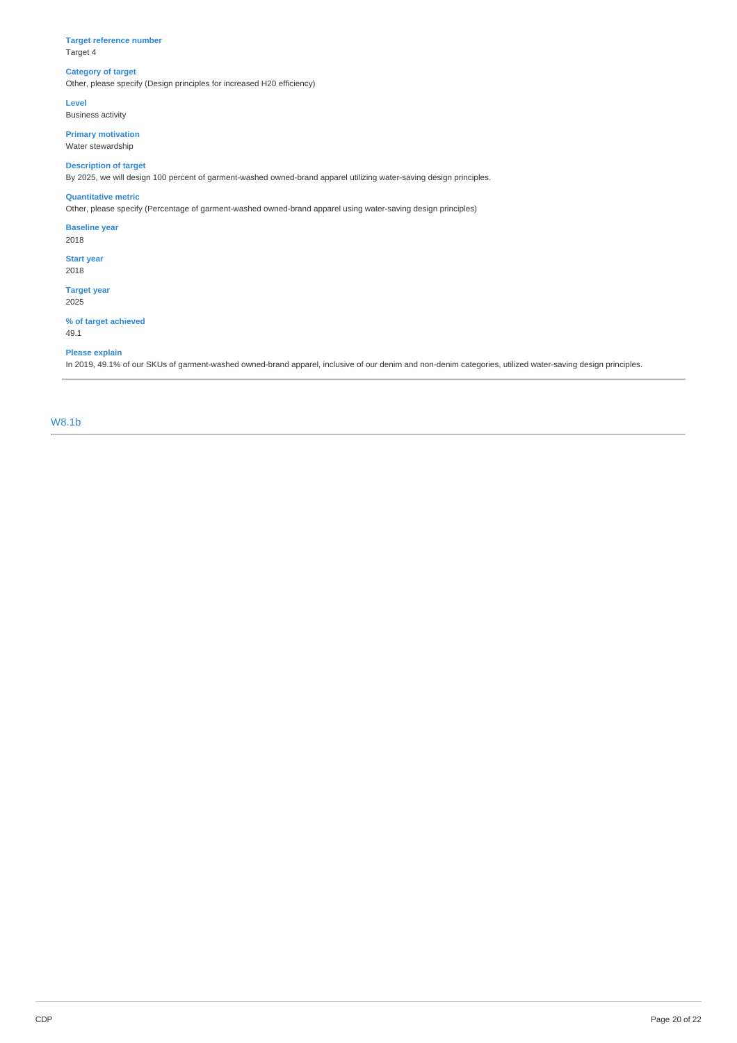**Target reference number**
Target 4

**Category of target**
Other, please specify (Design principles for increased H20 efficiency)

**Level**
Business activity

**Primary motivation**
Water stewardship

**Description of target**
By 2025, we will design 100 percent of garment-washed owned-brand apparel utilizing water-saving design principles.

**Quantitative metric**
Other, please specify (Percentage of garment-washed owned-brand apparel using water-saving design principles)

**Baseline year**
2018

**Start year**
2018

**Target year**
2025

**% of target achieved**
49.1

**Please explain**
In 2019, 49.1% of our SKUs of garment-washed owned-brand apparel, inclusive of our denim and non-denim categories, utilized water-saving design principles.

---

## W8.1b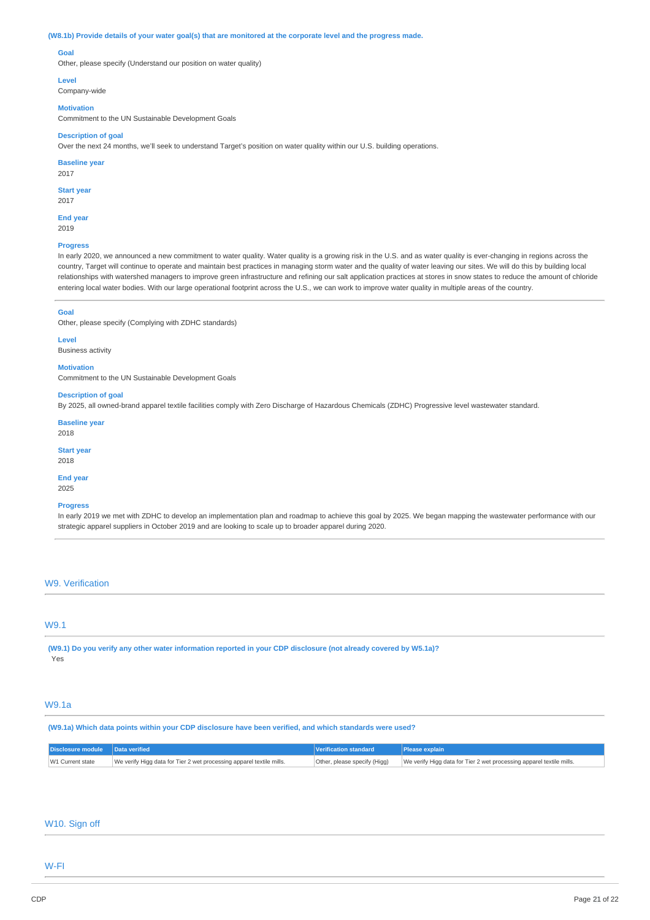**(W8.1b) Provide details of your water goal(s) that are monitored at the corporate level and the progress made.**

**Goal**
Other, please specify (Understand our position on water quality)

**Level**
Company-wide

**Motivation**
Commitment to the UN Sustainable Development Goals

**Description of goal**
Over the next 24 months, we'll seek to understand Target's position on water quality within our U.S. building operations.

**Baseline year**
2017

**Start year**
2017

**End year**
2019

**Progress**
In early 2020, we announced a new commitment to water quality. Water quality is a growing risk in the U.S. and as water quality is ever-changing in regions across the country, Target will continue to operate and maintain best practices in managing storm water and the quality of water leaving our sites. We will do this by building local relationships with watershed managers to improve green infrastructure and refining our salt application practices at stores in snow states to reduce the amount of chloride entering local water bodies. With our large operational footprint across the U.S., we can work to improve water quality in multiple areas of the country.

---

**Goal**
Other, please specify (Complying with ZDHC standards)

**Level**
Business activity

**Motivation**
Commitment to the UN Sustainable Development Goals

**Description of goal**
By 2025, all owned-brand apparel textile facilities comply with Zero Discharge of Hazardous Chemicals (ZDHC) Progressive level wastewater standard.

**Baseline year**
2018

**Start year**
2018

**End year**
2025

**Progress**
In early 2019 we met with ZDHC to develop an implementation plan and roadmap to achieve this goal by 2025. We began mapping the wastewater performance with our strategic apparel suppliers in October 2019 and are looking to scale up to broader apparel during 2020.

---

## W9. Verification

### W9.1

**(W9.1) Do you verify any other water information reported in your CDP disclosure (not already covered by W5.1a)?**

Yes

### W9.1a

**(W9.1a) Which data points within your CDP disclosure have been verified, and which standards were used?**

| Disclosure module | Data verified | Verification standard | Please explain |
|---|---|---|---|
| W1 Current state | We verify Higg data for Tier 2 wet processing apparel textile mills. | Other, please specify (Higg) | We verify Higg data for Tier 2 wet processing apparel textile mills. |

## W10. Sign off

## W-FI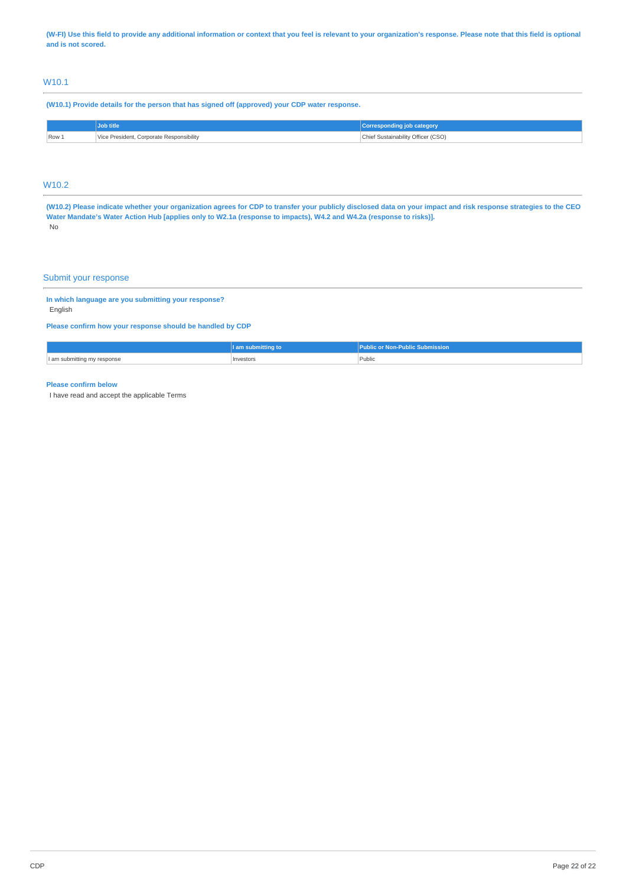**(W-FI) Use this field to provide any additional information or context that you feel is relevant to your organization's response. Please note that this field is optional and is not scored.**

## W10.1

**(W10.1) Provide details for the person that has signed off (approved) your CDP water response.**

| | Job title | Corresponding job category |
|---|---|---|
| Row 1 | Vice President, Corporate Responsibility | Chief Sustainability Officer (CSO) |

## W10.2

**(W10.2) Please indicate whether your organization agrees for CDP to transfer your publicly disclosed data on your impact and risk response strategies to the CEO Water Mandate's Water Action Hub [applies only to W2.1a (response to impacts), W4.2 and W4.2a (response to risks)].**

No

## Submit your response

**In which language are you submitting your response?**

English

**Please confirm how your response should be handled by CDP**

| | I am submitting to | Public or Non-Public Submission |
|---|---|---|
| I am submitting my response | Investors | Public |

**Please confirm below**

I have read and accept the applicable Terms